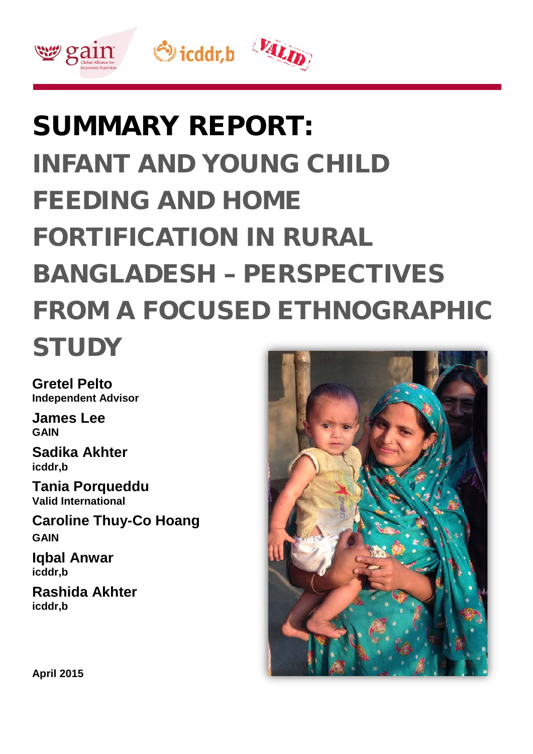# SUMMARY REPORT:

# INFANT AND YOUNG CHILD FEEDING AND HOME FORTIFICATION IN RURAL BANGLADESH – PERSPECTIVES FROM A FOCUSED ETHNOGRAPHIC STUDY

**Gretel Pelto**
**Independent Advisor**

**James Lee**
**GAIN**

**Sadika Akhter**
**icddr,b**

**Tania Porqueddu**
**Valid International**

**Caroline Thuy-Co Hoang**
**GAIN**

**Iqbal Anwar**
**icddr,b**

**Rashida Akhter**
**icddr,b**

**April 2015**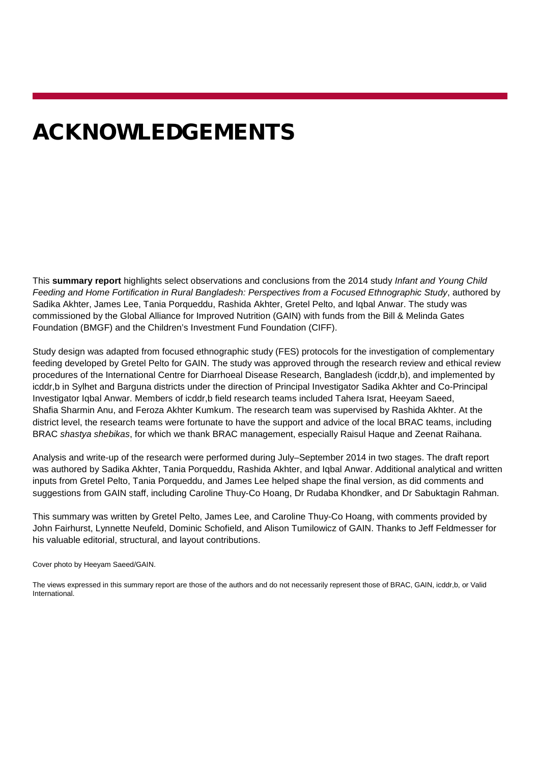# ACKNOWLEDGEMENTS

This **summary report** highlights select observations and conclusions from the 2014 study *Infant and Young Child Feeding and Home Fortification in Rural Bangladesh: Perspectives from a Focused Ethnographic Study*, authored by Sadika Akhter, James Lee, Tania Porqueddu, Rashida Akhter, Gretel Pelto, and Iqbal Anwar. The study was commissioned by the Global Alliance for Improved Nutrition (GAIN) with funds from the Bill & Melinda Gates Foundation (BMGF) and the Children's Investment Fund Foundation (CIFF).

Study design was adapted from focused ethnographic study (FES) protocols for the investigation of complementary feeding developed by Gretel Pelto for GAIN. The study was approved through the research review and ethical review procedures of the International Centre for Diarrhoeal Disease Research, Bangladesh (icddr,b), and implemented by icddr,b in Sylhet and Barguna districts under the direction of Principal Investigator Sadika Akhter and Co-Principal Investigator Iqbal Anwar. Members of icddr,b field research teams included Tahera Israt, Heeyam Saeed, Shafia Sharmin Anu, and Feroza Akhter Kumkum. The research team was supervised by Rashida Akhter. At the district level, the research teams were fortunate to have the support and advice of the local BRAC teams, including BRAC *shastya shebikas*, for which we thank BRAC management, especially Raisul Haque and Zeenat Raihana.

Analysis and write-up of the research were performed during July–September 2014 in two stages. The draft report was authored by Sadika Akhter, Tania Porqueddu, Rashida Akhter, and Iqbal Anwar. Additional analytical and written inputs from Gretel Pelto, Tania Porqueddu, and James Lee helped shape the final version, as did comments and suggestions from GAIN staff, including Caroline Thuy-Co Hoang, Dr Rudaba Khondker, and Dr Sabuktagin Rahman.

This summary was written by Gretel Pelto, James Lee, and Caroline Thuy-Co Hoang, with comments provided by John Fairhurst, Lynnette Neufeld, Dominic Schofield, and Alison Tumilowicz of GAIN. Thanks to Jeff Feldmesser for his valuable editorial, structural, and layout contributions.

Cover photo by Heeyam Saeed/GAIN.

The views expressed in this summary report are those of the authors and do not necessarily represent those of BRAC, GAIN, icddr,b, or Valid International.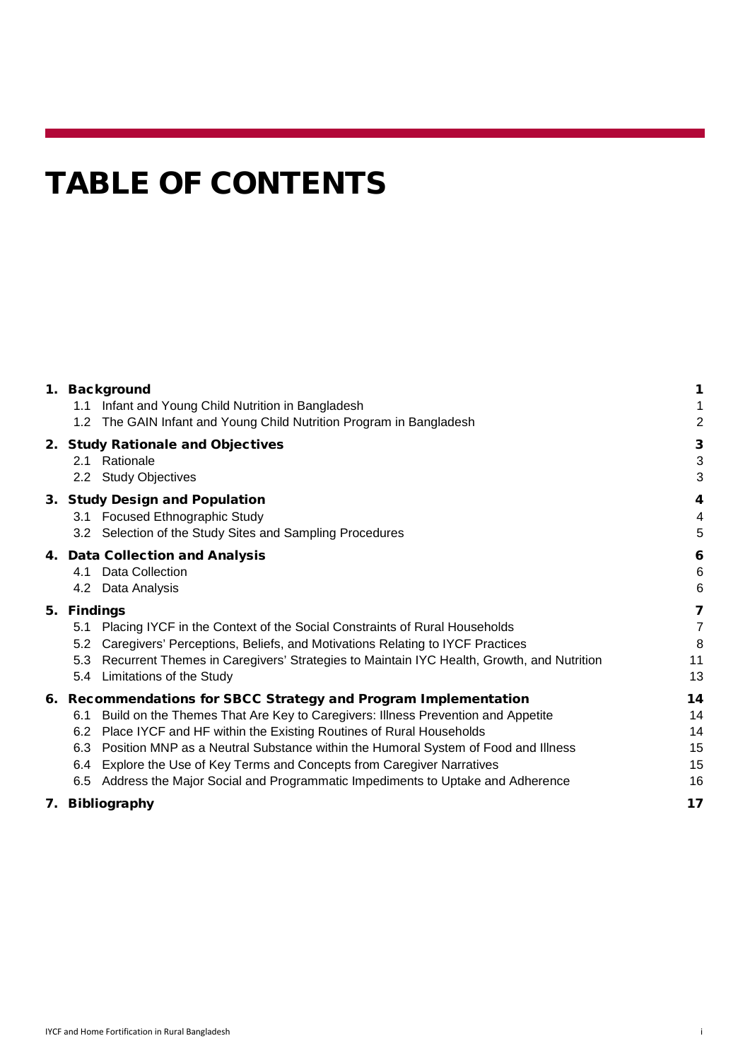# TABLE OF CONTENTS

| | |
|---|---|
| **1. Background** | **1** |
| 1.1 Infant and Young Child Nutrition in Bangladesh | 1 |
| 1.2 The GAIN Infant and Young Child Nutrition Program in Bangladesh | 2 |
| **2. Study Rationale and Objectives** | **3** |
| 2.1 Rationale | 3 |
| 2.2 Study Objectives | 3 |
| **3. Study Design and Population** | **4** |
| 3.1 Focused Ethnographic Study | 4 |
| 3.2 Selection of the Study Sites and Sampling Procedures | 5 |
| **4. Data Collection and Analysis** | **6** |
| 4.1 Data Collection | 6 |
| 4.2 Data Analysis | 6 |
| **5. Findings** | **7** |
| 5.1 Placing IYCF in the Context of the Social Constraints of Rural Households | 7 |
| 5.2 Caregivers' Perceptions, Beliefs, and Motivations Relating to IYCF Practices | 8 |
| 5.3 Recurrent Themes in Caregivers' Strategies to Maintain IYC Health, Growth, and Nutrition | 11 |
| 5.4 Limitations of the Study | 13 |
| **6. Recommendations for SBCC Strategy and Program Implementation** | **14** |
| 6.1 Build on the Themes That Are Key to Caregivers: Illness Prevention and Appetite | 14 |
| 6.2 Place IYCF and HF within the Existing Routines of Rural Households | 14 |
| 6.3 Position MNP as a Neutral Substance within the Humoral System of Food and Illness | 15 |
| 6.4 Explore the Use of Key Terms and Concepts from Caregiver Narratives | 15 |
| 6.5 Address the Major Social and Programmatic Impediments to Uptake and Adherence | 16 |
| **7. Bibliography** | **17** |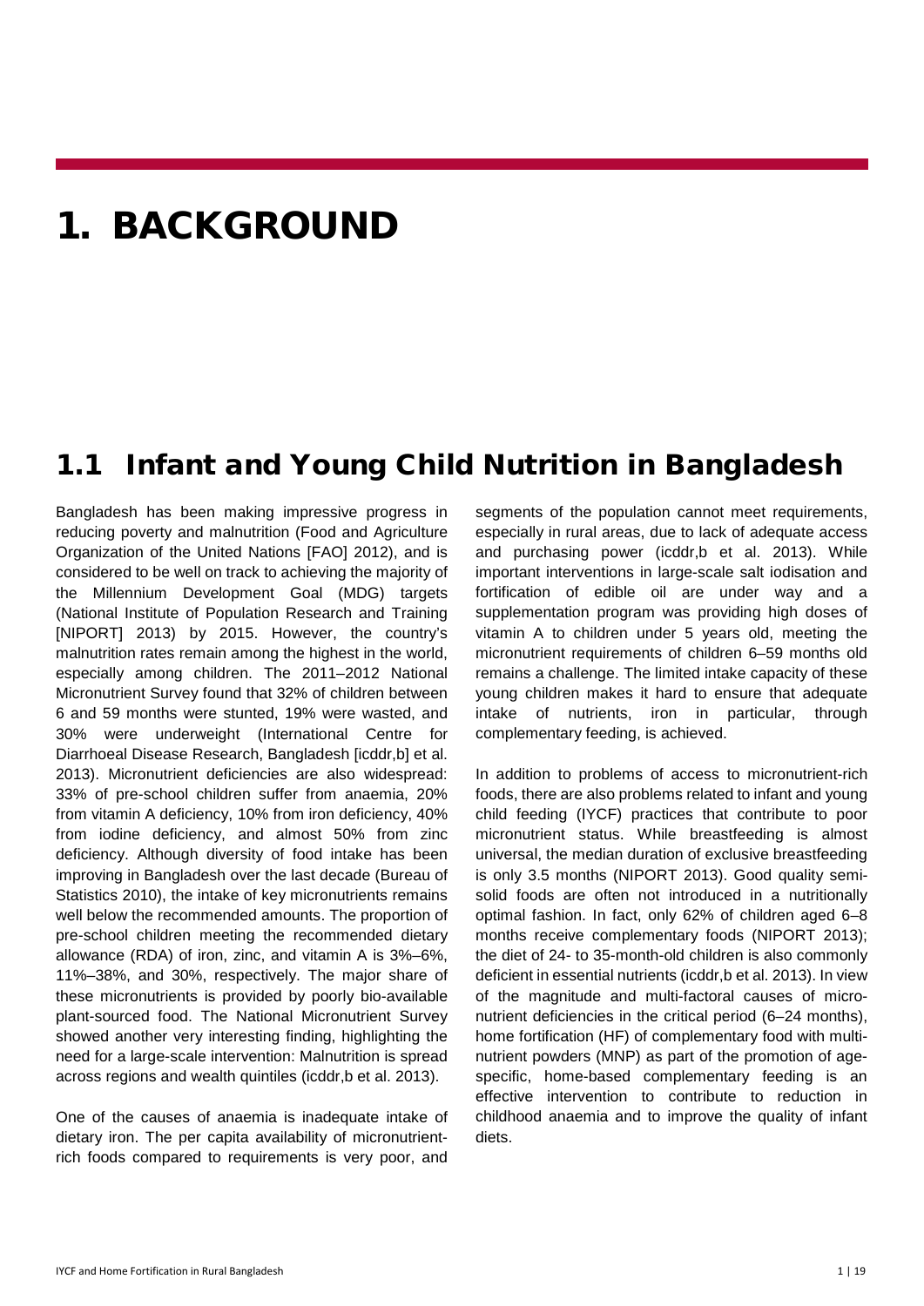# 1. BACKGROUND

## 1.1 Infant and Young Child Nutrition in Bangladesh

Bangladesh has been making impressive progress in reducing poverty and malnutrition (Food and Agriculture Organization of the United Nations [FAO] 2012), and is considered to be well on track to achieving the majority of the Millennium Development Goal (MDG) targets (National Institute of Population Research and Training [NIPORT] 2013) by 2015. However, the country's malnutrition rates remain among the highest in the world, especially among children. The 2011–2012 National Micronutrient Survey found that 32% of children between 6 and 59 months were stunted, 19% were wasted, and 30% were underweight (International Centre for Diarrhoeal Disease Research, Bangladesh [icddr,b] et al. 2013). Micronutrient deficiencies are also widespread: 33% of pre-school children suffer from anaemia, 20% from vitamin A deficiency, 10% from iron deficiency, 40% from iodine deficiency, and almost 50% from zinc deficiency. Although diversity of food intake has been improving in Bangladesh over the last decade (Bureau of Statistics 2010), the intake of key micronutrients remains well below the recommended amounts. The proportion of pre-school children meeting the recommended dietary allowance (RDA) of iron, zinc, and vitamin A is 3%–6%, 11%–38%, and 30%, respectively. The major share of these micronutrients is provided by poorly bio-available plant-sourced food. The National Micronutrient Survey showed another very interesting finding, highlighting the need for a large-scale intervention: Malnutrition is spread across regions and wealth quintiles (icddr,b et al. 2013).

One of the causes of anaemia is inadequate intake of dietary iron. The per capita availability of micronutrient-rich foods compared to requirements is very poor, and segments of the population cannot meet requirements, especially in rural areas, due to lack of adequate access and purchasing power (icddr,b et al. 2013). While important interventions in large-scale salt iodisation and fortification of edible oil are under way and a supplementation program was providing high doses of vitamin A to children under 5 years old, meeting the micronutrient requirements of children 6–59 months old remains a challenge. The limited intake capacity of these young children makes it hard to ensure that adequate intake of nutrients, iron in particular, through complementary feeding, is achieved.

In addition to problems of access to micronutrient-rich foods, there are also problems related to infant and young child feeding (IYCF) practices that contribute to poor micronutrient status. While breastfeeding is almost universal, the median duration of exclusive breastfeeding is only 3.5 months (NIPORT 2013). Good quality semi-solid foods are often not introduced in a nutritionally optimal fashion. In fact, only 62% of children aged 6–8 months receive complementary foods (NIPORT 2013); the diet of 24- to 35-month-old children is also commonly deficient in essential nutrients (icddr,b et al. 2013). In view of the magnitude and multi-factoral causes of micro-nutrient deficiencies in the critical period (6–24 months), home fortification (HF) of complementary food with multi-nutrient powders (MNP) as part of the promotion of age-specific, home-based complementary feeding is an effective intervention to contribute to reduction in childhood anaemia and to improve the quality of infant diets.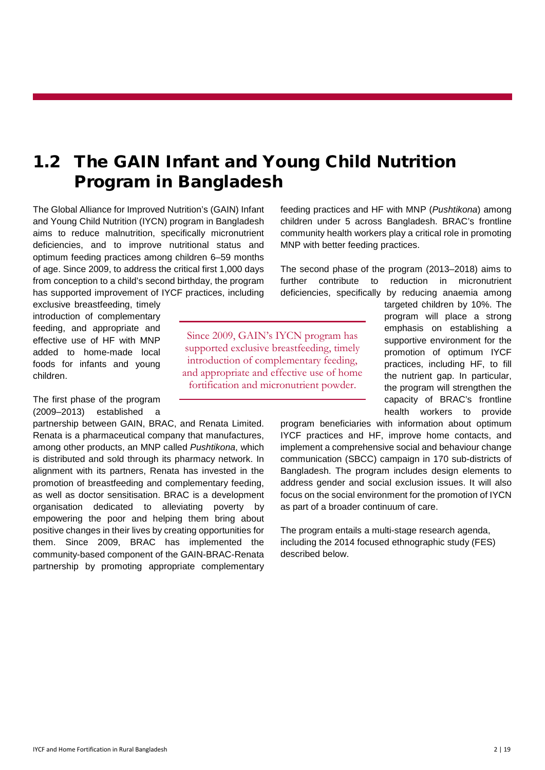## 1.2 The GAIN Infant and Young Child Nutrition Program in Bangladesh

The Global Alliance for Improved Nutrition's (GAIN) Infant and Young Child Nutrition (IYCN) program in Bangladesh aims to reduce malnutrition, specifically micronutrient deficiencies, and to improve nutritional status and optimum feeding practices among children 6–59 months of age. Since 2009, to address the critical first 1,000 days from conception to a child's second birthday, the program has supported improvement of IYCF practices, including exclusive breastfeeding, timely introduction of complementary feeding, and appropriate and effective use of HF with MNP added to home-made local foods for infants and young children.

> Since 2009, GAIN's IYCN program has supported exclusive breastfeeding, timely introduction of complementary feeding, and appropriate and effective use of home fortification and micronutrient powder.

The first phase of the program (2009–2013) established a partnership between GAIN, BRAC, and Renata Limited. Renata is a pharmaceutical company that manufactures, among other products, an MNP called *Pushtikona*, which is distributed and sold through its pharmacy network. In alignment with its partners, Renata has invested in the promotion of breastfeeding and complementary feeding, as well as doctor sensitisation. BRAC is a development organisation dedicated to alleviating poverty by empowering the poor and helping them bring about positive changes in their lives by creating opportunities for them. Since 2009, BRAC has implemented the community-based component of the GAIN-BRAC-Renata partnership by promoting appropriate complementary feeding practices and HF with MNP (*Pushtikona*) among children under 5 across Bangladesh. BRAC's frontline community health workers play a critical role in promoting MNP with better feeding practices.

The second phase of the program (2013–2018) aims to further contribute to reduction in micronutrient deficiencies, specifically by reducing anaemia among targeted children by 10%. The program will place a strong emphasis on establishing a supportive environment for the promotion of optimum IYCF practices, including HF, to fill the nutrient gap. In particular, the program will strengthen the capacity of BRAC's frontline health workers to provide program beneficiaries with information about optimum IYCF practices and HF, improve home contacts, and implement a comprehensive social and behaviour change communication (SBCC) campaign in 170 sub-districts of Bangladesh. The program includes design elements to address gender and social exclusion issues. It will also focus on the social environment for the promotion of IYCN as part of a broader continuum of care.

The program entails a multi-stage research agenda, including the 2014 focused ethnographic study (FES) described below.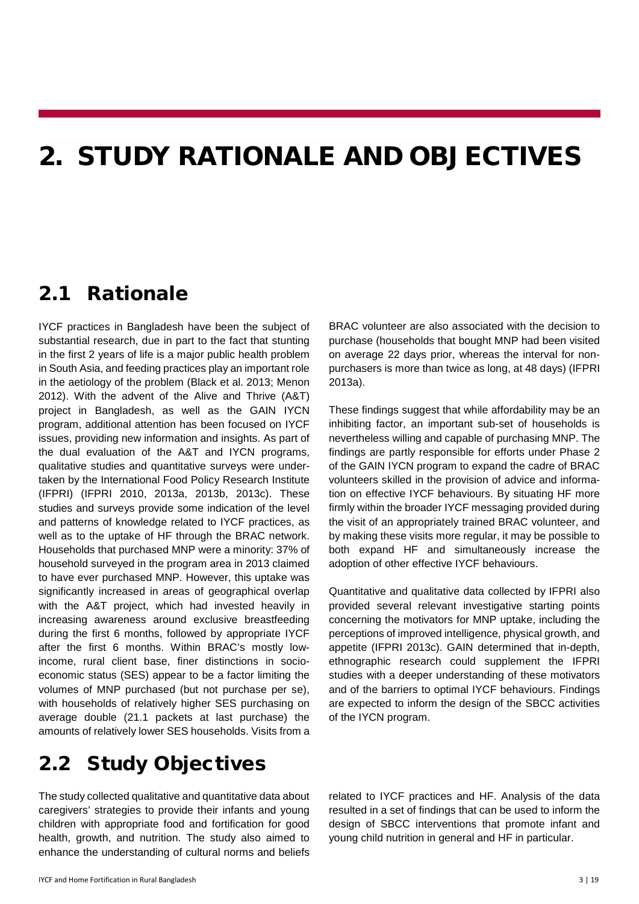# 2. STUDY RATIONALE AND OBJECTIVES

## 2.1 Rationale

IYCF practices in Bangladesh have been the subject of substantial research, due in part to the fact that stunting in the first 2 years of life is a major public health problem in South Asia, and feeding practices play an important role in the aetiology of the problem (Black et al. 2013; Menon 2012). With the advent of the Alive and Thrive (A&T) project in Bangladesh, as well as the GAIN IYCN program, additional attention has been focused on IYCF issues, providing new information and insights. As part of the dual evaluation of the A&T and IYCN programs, qualitative studies and quantitative surveys were undertaken by the International Food Policy Research Institute (IFPRI) (IFPRI 2010, 2013a, 2013b, 2013c). These studies and surveys provide some indication of the level and patterns of knowledge related to IYCF practices, as well as to the uptake of HF through the BRAC network. Households that purchased MNP were a minority: 37% of household surveyed in the program area in 2013 claimed to have ever purchased MNP. However, this uptake was significantly increased in areas of geographical overlap with the A&T project, which had invested heavily in increasing awareness around exclusive breastfeeding during the first 6 months, followed by appropriate IYCF after the first 6 months. Within BRAC's mostly low-income, rural client base, finer distinctions in socio-economic status (SES) appear to be a factor limiting the volumes of MNP purchased (but not purchase per se), with households of relatively higher SES purchasing on average double (21.1 packets at last purchase) the amounts of relatively lower SES households. Visits from a BRAC volunteer are also associated with the decision to purchase (households that bought MNP had been visited on average 22 days prior, whereas the interval for non-purchasers is more than twice as long, at 48 days) (IFPRI 2013a).

These findings suggest that while affordability may be an inhibiting factor, an important sub-set of households is nevertheless willing and capable of purchasing MNP. The findings are partly responsible for efforts under Phase 2 of the GAIN IYCN program to expand the cadre of BRAC volunteers skilled in the provision of advice and information on effective IYCF behaviours. By situating HF more firmly within the broader IYCF messaging provided during the visit of an appropriately trained BRAC volunteer, and by making these visits more regular, it may be possible to both expand HF and simultaneously increase the adoption of other effective IYCF behaviours.

Quantitative and qualitative data collected by IFPRI also provided several relevant investigative starting points concerning the motivators for MNP uptake, including the perceptions of improved intelligence, physical growth, and appetite (IFPRI 2013c). GAIN determined that in-depth, ethnographic research could supplement the IFPRI studies with a deeper understanding of these motivators and of the barriers to optimal IYCF behaviours. Findings are expected to inform the design of the SBCC activities of the IYCN program.

## 2.2 Study Objectives

The study collected qualitative and quantitative data about caregivers' strategies to provide their infants and young children with appropriate food and fortification for good health, growth, and nutrition. The study also aimed to enhance the understanding of cultural norms and beliefs related to IYCF practices and HF. Analysis of the data resulted in a set of findings that can be used to inform the design of SBCC interventions that promote infant and young child nutrition in general and HF in particular.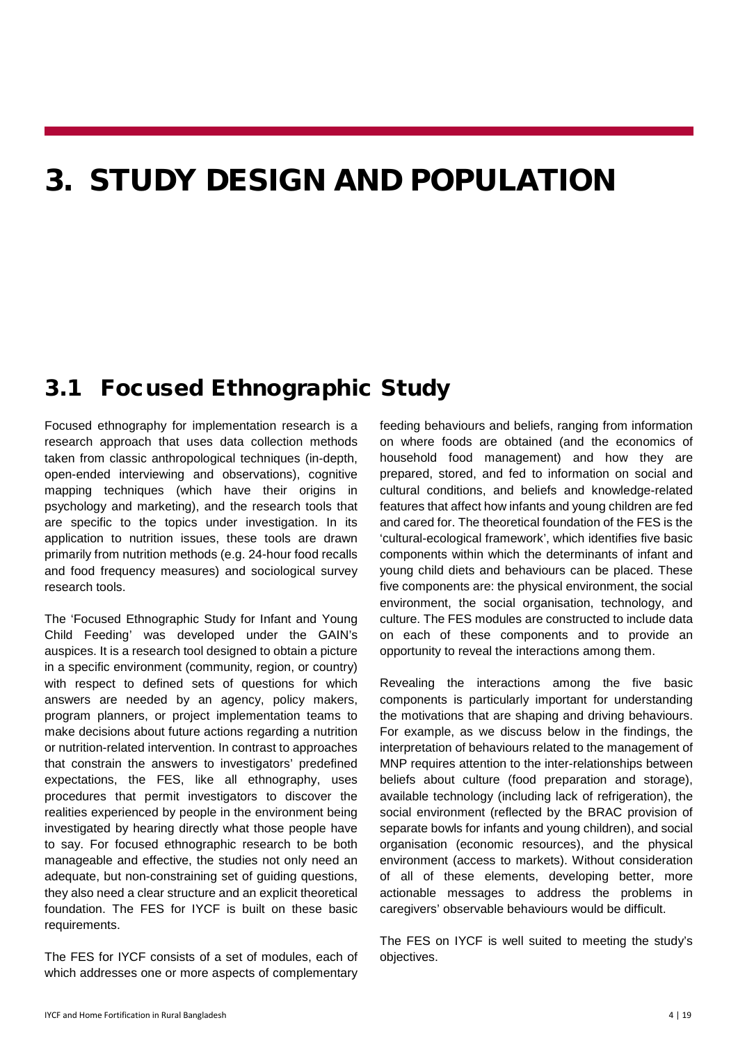# 3. STUDY DESIGN AND POPULATION

## 3.1 Focused Ethnographic Study

Focused ethnography for implementation research is a research approach that uses data collection methods taken from classic anthropological techniques (in-depth, open-ended interviewing and observations), cognitive mapping techniques (which have their origins in psychology and marketing), and the research tools that are specific to the topics under investigation. In its application to nutrition issues, these tools are drawn primarily from nutrition methods (e.g. 24-hour food recalls and food frequency measures) and sociological survey research tools.

The 'Focused Ethnographic Study for Infant and Young Child Feeding' was developed under the GAIN's auspices. It is a research tool designed to obtain a picture in a specific environment (community, region, or country) with respect to defined sets of questions for which answers are needed by an agency, policy makers, program planners, or project implementation teams to make decisions about future actions regarding a nutrition or nutrition-related intervention. In contrast to approaches that constrain the answers to investigators' predefined expectations, the FES, like all ethnography, uses procedures that permit investigators to discover the realities experienced by people in the environment being investigated by hearing directly what those people have to say. For focused ethnographic research to be both manageable and effective, the studies not only need an adequate, but non-constraining set of guiding questions, they also need a clear structure and an explicit theoretical foundation. The FES for IYCF is built on these basic requirements.

The FES for IYCF consists of a set of modules, each of which addresses one or more aspects of complementary feeding behaviours and beliefs, ranging from information on where foods are obtained (and the economics of household food management) and how they are prepared, stored, and fed to information on social and cultural conditions, and beliefs and knowledge-related features that affect how infants and young children are fed and cared for. The theoretical foundation of the FES is the 'cultural-ecological framework', which identifies five basic components within which the determinants of infant and young child diets and behaviours can be placed. These five components are: the physical environment, the social environment, the social organisation, technology, and culture. The FES modules are constructed to include data on each of these components and to provide an opportunity to reveal the interactions among them.

Revealing the interactions among the five basic components is particularly important for understanding the motivations that are shaping and driving behaviours. For example, as we discuss below in the findings, the interpretation of behaviours related to the management of MNP requires attention to the inter-relationships between beliefs about culture (food preparation and storage), available technology (including lack of refrigeration), the social environment (reflected by the BRAC provision of separate bowls for infants and young children), and social organisation (economic resources), and the physical environment (access to markets). Without consideration of all of these elements, developing better, more actionable messages to address the problems in caregivers' observable behaviours would be difficult.

The FES on IYCF is well suited to meeting the study's objectives.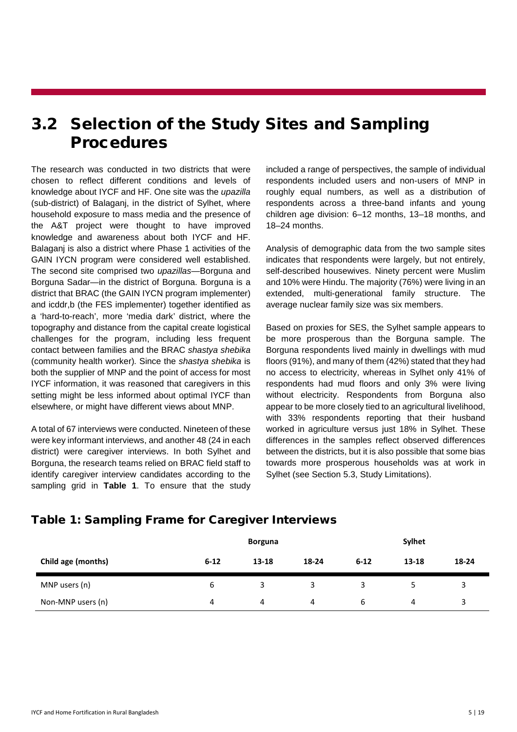## 3.2 Selection of the Study Sites and Sampling Procedures

The research was conducted in two districts that were chosen to reflect different conditions and levels of knowledge about IYCF and HF. One site was the *upazilla* (sub-district) of Balaganj, in the district of Sylhet, where household exposure to mass media and the presence of the A&T project were thought to have improved knowledge and awareness about both IYCF and HF. Balaganj is also a district where Phase 1 activities of the GAIN IYCN program were considered well established. The second site comprised two *upazillas*—Borguna and Borguna Sadar—in the district of Borguna. Borguna is a district that BRAC (the GAIN IYCN program implementer) and icddr,b (the FES implementer) together identified as a 'hard-to-reach', more 'media dark' district, where the topography and distance from the capital create logistical challenges for the program, including less frequent contact between families and the BRAC *shastya shebika* (community health worker). Since the *shastya shebika* is both the supplier of MNP and the point of access for most IYCF information, it was reasoned that caregivers in this setting might be less informed about optimal IYCF than elsewhere, or might have different views about MNP.

A total of 67 interviews were conducted. Nineteen of these were key informant interviews, and another 48 (24 in each district) were caregiver interviews. In both Sylhet and Borguna, the research teams relied on BRAC field staff to identify caregiver interview candidates according to the sampling grid in **Table 1**. To ensure that the study included a range of perspectives, the sample of individual respondents included users and non-users of MNP in roughly equal numbers, as well as a distribution of respondents across a three-band infants and young children age division: 6–12 months, 13–18 months, and 18–24 months.

Analysis of demographic data from the two sample sites indicates that respondents were largely, but not entirely, self-described housewives. Ninety percent were Muslim and 10% were Hindu. The majority (76%) were living in an extended, multi-generational family structure. The average nuclear family size was six members.

Based on proxies for SES, the Sylhet sample appears to be more prosperous than the Borguna sample. The Borguna respondents lived mainly in dwellings with mud floors (91%), and many of them (42%) stated that they had no access to electricity, whereas in Sylhet only 41% of respondents had mud floors and only 3% were living without electricity. Respondents from Borguna also appear to be more closely tied to an agricultural livelihood, with 33% respondents reporting that their husband worked in agriculture versus just 18% in Sylhet. These differences in the samples reflect observed differences between the districts, but it is also possible that some bias towards more prosperous households was at work in Sylhet (see Section 5.3, Study Limitations).

### Table 1: Sampling Frame for Caregiver Interviews

| | Borguna | | | Sylhet | | |
|---|---|---|---|---|---|---|
| **Child age (months)** | **6-12** | **13-18** | **18-24** | **6-12** | **13-18** | **18-24** |
| MNP users (n) | 6 | 3 | 3 | 3 | 5 | 3 |
| Non-MNP users (n) | 4 | 4 | 4 | 6 | 4 | 3 |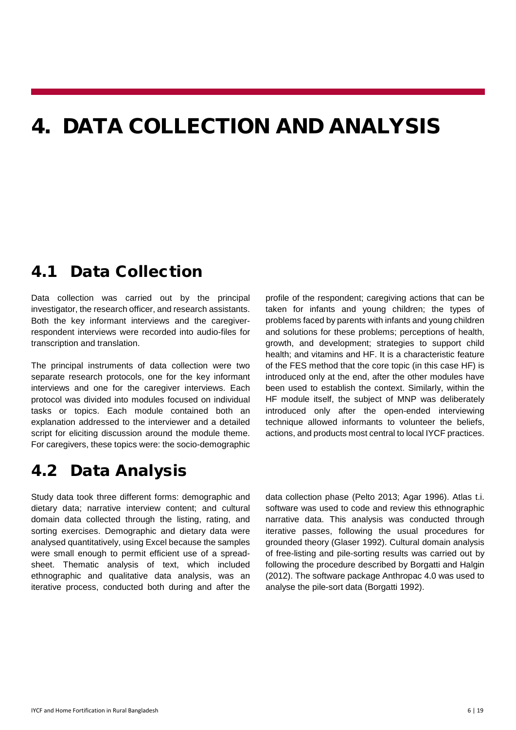# 4. DATA COLLECTION AND ANALYSIS

## 4.1 Data Collection

Data collection was carried out by the principal investigator, the research officer, and research assistants. Both the key informant interviews and the caregiver-respondent interviews were recorded into audio-files for transcription and translation.

The principal instruments of data collection were two separate research protocols, one for the key informant interviews and one for the caregiver interviews. Each protocol was divided into modules focused on individual tasks or topics. Each module contained both an explanation addressed to the interviewer and a detailed script for eliciting discussion around the module theme. For caregivers, these topics were: the socio-demographic profile of the respondent; caregiving actions that can be taken for infants and young children; the types of problems faced by parents with infants and young children and solutions for these problems; perceptions of health, growth, and development; strategies to support child health; and vitamins and HF. It is a characteristic feature of the FES method that the core topic (in this case HF) is introduced only at the end, after the other modules have been used to establish the context. Similarly, within the HF module itself, the subject of MNP was deliberately introduced only after the open-ended interviewing technique allowed informants to volunteer the beliefs, actions, and products most central to local IYCF practices.

## 4.2 Data Analysis

Study data took three different forms: demographic and dietary data; narrative interview content; and cultural domain data collected through the listing, rating, and sorting exercises. Demographic and dietary data were analysed quantitatively, using Excel because the samples were small enough to permit efficient use of a spread-sheet. Thematic analysis of text, which included ethnographic and qualitative data analysis, was an iterative process, conducted both during and after the data collection phase (Pelto 2013; Agar 1996). Atlas t.i. software was used to code and review this ethnographic narrative data. This analysis was conducted through iterative passes, following the usual procedures for grounded theory (Glaser 1992). Cultural domain analysis of free-listing and pile-sorting results was carried out by following the procedure described by Borgatti and Halgin (2012). The software package Anthropac 4.0 was used to analyse the pile-sort data (Borgatti 1992).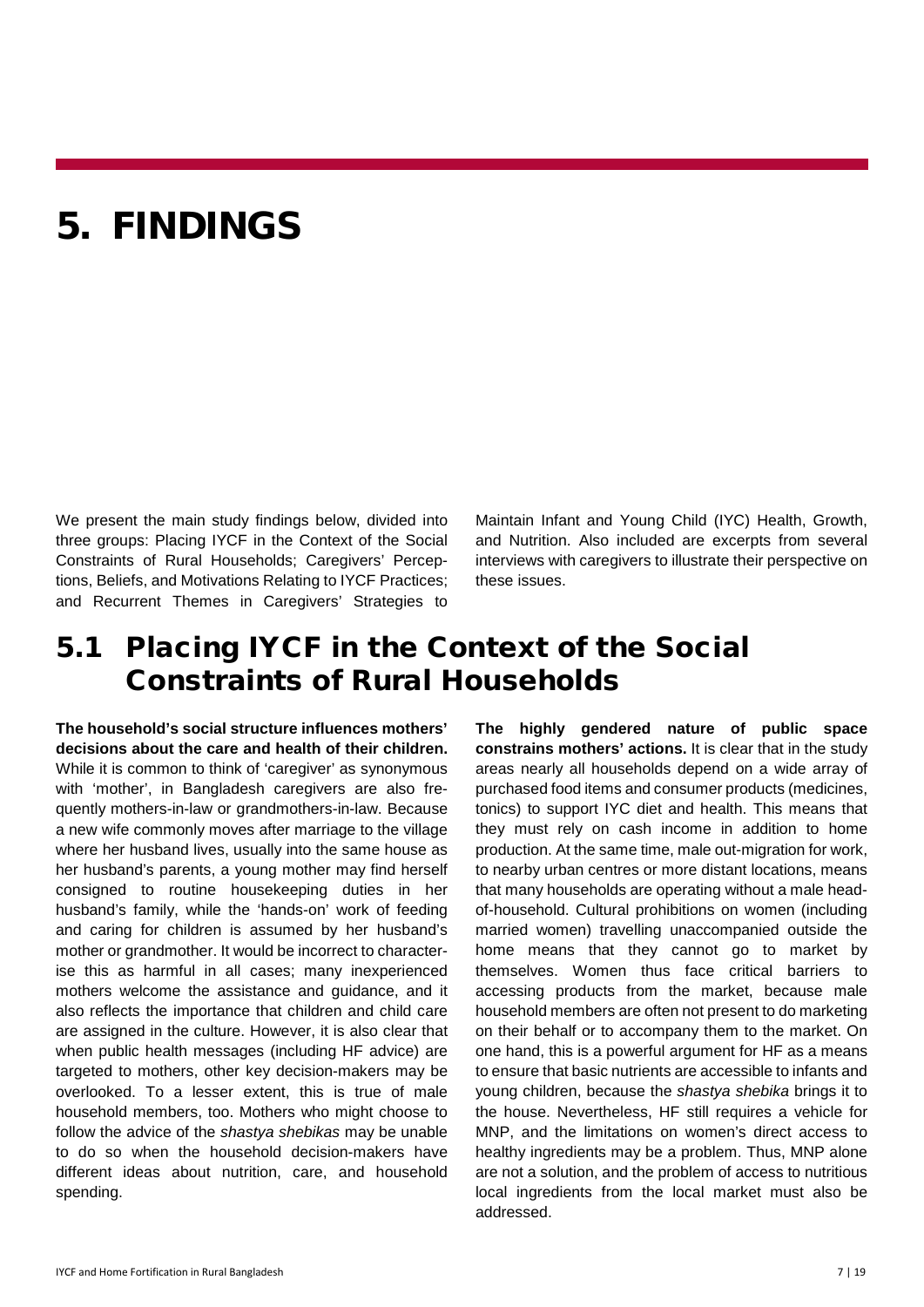# 5. FINDINGS

We present the main study findings below, divided into three groups: Placing IYCF in the Context of the Social Constraints of Rural Households; Caregivers' Perceptions, Beliefs, and Motivations Relating to IYCF Practices; and Recurrent Themes in Caregivers' Strategies to Maintain Infant and Young Child (IYC) Health, Growth, and Nutrition. Also included are excerpts from several interviews with caregivers to illustrate their perspective on these issues.

## 5.1 Placing IYCF in the Context of the Social Constraints of Rural Households

**The household's social structure influences mothers' decisions about the care and health of their children.** While it is common to think of 'caregiver' as synonymous with 'mother', in Bangladesh caregivers are also frequently mothers-in-law or grandmothers-in-law. Because a new wife commonly moves after marriage to the village where her husband lives, usually into the same house as her husband's parents, a young mother may find herself consigned to routine housekeeping duties in her husband's family, while the 'hands-on' work of feeding and caring for children is assumed by her husband's mother or grandmother. It would be incorrect to characterise this as harmful in all cases; many inexperienced mothers welcome the assistance and guidance, and it also reflects the importance that children and child care are assigned in the culture. However, it is also clear that when public health messages (including HF advice) are targeted to mothers, other key decision-makers may be overlooked. To a lesser extent, this is true of male household members, too. Mothers who might choose to follow the advice of the *shastya shebikas* may be unable to do so when the household decision-makers have different ideas about nutrition, care, and household spending.

**The highly gendered nature of public space constrains mothers' actions.** It is clear that in the study areas nearly all households depend on a wide array of purchased food items and consumer products (medicines, tonics) to support IYC diet and health. This means that they must rely on cash income in addition to home production. At the same time, male out-migration for work, to nearby urban centres or more distant locations, means that many households are operating without a male head-of-household. Cultural prohibitions on women (including married women) travelling unaccompanied outside the home means that they cannot go to market by themselves. Women thus face critical barriers to accessing products from the market, because male household members are often not present to do marketing on their behalf or to accompany them to the market. On one hand, this is a powerful argument for HF as a means to ensure that basic nutrients are accessible to infants and young children, because the *shastya shebika* brings it to the house. Nevertheless, HF still requires a vehicle for MNP, and the limitations on women's direct access to healthy ingredients may be a problem. Thus, MNP alone are not a solution, and the problem of access to nutritious local ingredients from the local market must also be addressed.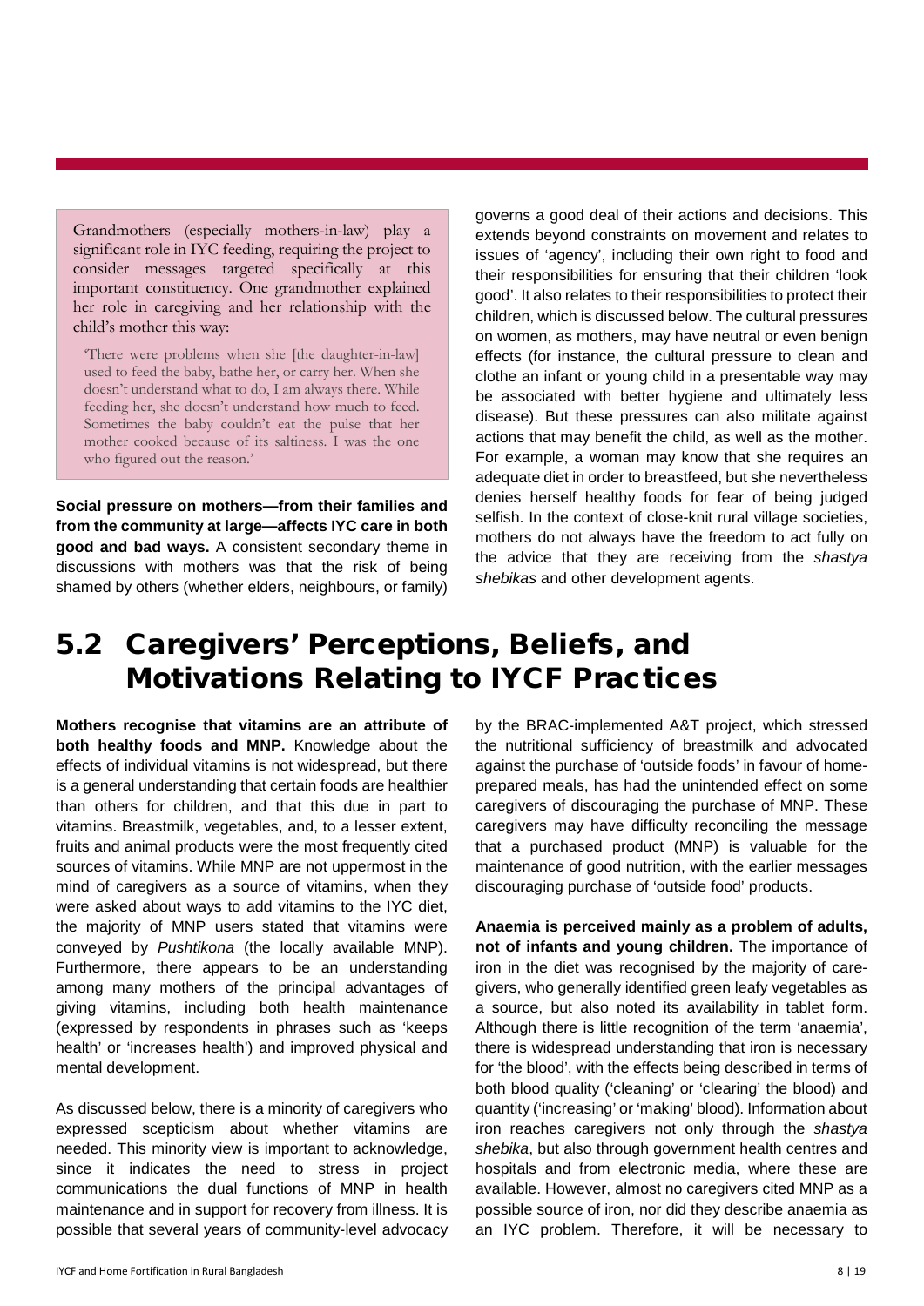> Grandmothers (especially mothers-in-law) play a significant role in IYC feeding, requiring the project to consider messages targeted specifically at this important constituency. One grandmother explained her role in caregiving and her relationship with the child's mother this way:
>
> 'There were problems when she [the daughter-in-law] used to feed the baby, bathe her, or carry her. When she doesn't understand what to do, I am always there. While feeding her, she doesn't understand how much to feed. Sometimes the baby couldn't eat the pulse that her mother cooked because of its saltiness. I was the one who figured out the reason.'

**Social pressure on mothers—from their families and from the community at large—affects IYC care in both good and bad ways.** A consistent secondary theme in discussions with mothers was that the risk of being shamed by others (whether elders, neighbours, or family) governs a good deal of their actions and decisions. This extends beyond constraints on movement and relates to issues of 'agency', including their own right to food and their responsibilities for ensuring that their children 'look good'. It also relates to their responsibilities to protect their children, which is discussed below. The cultural pressures on women, as mothers, may have neutral or even benign effects (for instance, the cultural pressure to clean and clothe an infant or young child in a presentable way may be associated with better hygiene and ultimately less disease). But these pressures can also militate against actions that may benefit the child, as well as the mother. For example, a woman may know that she requires an adequate diet in order to breastfeed, but she nevertheless denies herself healthy foods for fear of being judged selfish. In the context of close-knit rural village societies, mothers do not always have the freedom to act fully on the advice that they are receiving from the *shastya shebikas* and other development agents.

## 5.2 Caregivers' Perceptions, Beliefs, and Motivations Relating to IYCF Practices

**Mothers recognise that vitamins are an attribute of both healthy foods and MNP.** Knowledge about the effects of individual vitamins is not widespread, but there is a general understanding that certain foods are healthier than others for children, and that this due in part to vitamins. Breastmilk, vegetables, and, to a lesser extent, fruits and animal products were the most frequently cited sources of vitamins. While MNP are not uppermost in the mind of caregivers as a source of vitamins, when they were asked about ways to add vitamins to the IYC diet, the majority of MNP users stated that vitamins were conveyed by *Pushtikona* (the locally available MNP). Furthermore, there appears to be an understanding among many mothers of the principal advantages of giving vitamins, including both health maintenance (expressed by respondents in phrases such as 'keeps health' or 'increases health') and improved physical and mental development.

As discussed below, there is a minority of caregivers who expressed scepticism about whether vitamins are needed. This minority view is important to acknowledge, since it indicates the need to stress in project communications the dual functions of MNP in health maintenance and in support for recovery from illness. It is possible that several years of community-level advocacy by the BRAC-implemented A&T project, which stressed the nutritional sufficiency of breastmilk and advocated against the purchase of 'outside foods' in favour of home-prepared meals, has had the unintended effect on some caregivers of discouraging the purchase of MNP. These caregivers may have difficulty reconciling the message that a purchased product (MNP) is valuable for the maintenance of good nutrition, with the earlier messages discouraging purchase of 'outside food' products.

**Anaemia is perceived mainly as a problem of adults, not of infants and young children.** The importance of iron in the diet was recognised by the majority of care-givers, who generally identified green leafy vegetables as a source, but also noted its availability in tablet form. Although there is little recognition of the term 'anaemia', there is widespread understanding that iron is necessary for 'the blood', with the effects being described in terms of both blood quality ('cleaning' or 'clearing' the blood) and quantity ('increasing' or 'making' blood). Information about iron reaches caregivers not only through the *shastya shebika*, but also through government health centres and hospitals and from electronic media, where these are available. However, almost no caregivers cited MNP as a possible source of iron, nor did they describe anaemia as an IYC problem. Therefore, it will be necessary to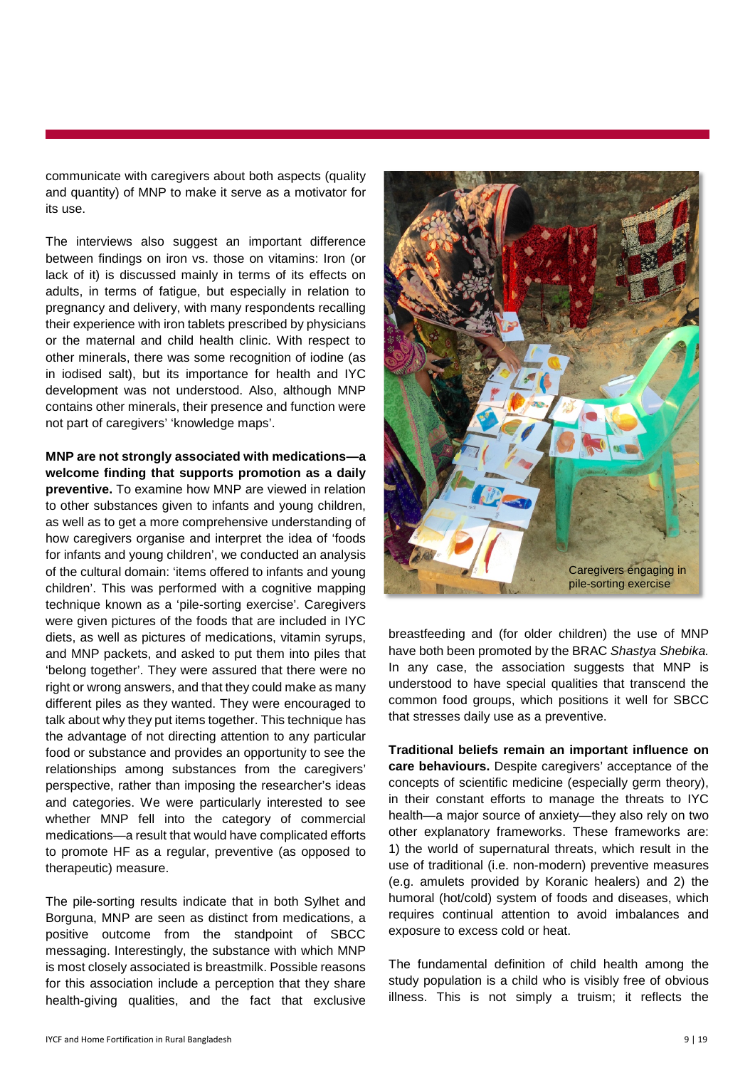communicate with caregivers about both aspects (quality and quantity) of MNP to make it serve as a motivator for its use.

The interviews also suggest an important difference between findings on iron vs. those on vitamins: Iron (or lack of it) is discussed mainly in terms of its effects on adults, in terms of fatigue, but especially in relation to pregnancy and delivery, with many respondents recalling their experience with iron tablets prescribed by physicians or the maternal and child health clinic. With respect to other minerals, there was some recognition of iodine (as in iodised salt), but its importance for health and IYC development was not understood. Also, although MNP contains other minerals, their presence and function were not part of caregivers' 'knowledge maps'.

**MNP are not strongly associated with medications—a welcome finding that supports promotion as a daily preventive.** To examine how MNP are viewed in relation to other substances given to infants and young children, as well as to get a more comprehensive understanding of how caregivers organise and interpret the idea of 'foods for infants and young children', we conducted an analysis of the cultural domain: 'items offered to infants and young children'. This was performed with a cognitive mapping technique known as a 'pile-sorting exercise'. Caregivers were given pictures of the foods that are included in IYC diets, as well as pictures of medications, vitamin syrups, and MNP packets, and asked to put them into piles that 'belong together'. They were assured that there were no right or wrong answers, and that they could make as many different piles as they wanted. They were encouraged to talk about why they put items together. This technique has the advantage of not directing attention to any particular food or substance and provides an opportunity to see the relationships among substances from the caregivers' perspective, rather than imposing the researcher's ideas and categories. We were particularly interested to see whether MNP fell into the category of commercial medications—a result that would have complicated efforts to promote HF as a regular, preventive (as opposed to therapeutic) measure.

The pile-sorting results indicate that in both Sylhet and Borguna, MNP are seen as distinct from medications, a positive outcome from the standpoint of SBCC messaging. Interestingly, the substance with which MNP is most closely associated is breastmilk. Possible reasons for this association include a perception that they share health-giving qualities, and the fact that exclusive breastfeeding and (for older children) the use of MNP have both been promoted by the BRAC *Shastya Shebika.* In any case, the association suggests that MNP is understood to have special qualities that transcend the common food groups, which positions it well for SBCC that stresses daily use as a preventive.

Caregivers engaging in pile-sorting exercise

**Traditional beliefs remain an important influence on care behaviours.** Despite caregivers' acceptance of the concepts of scientific medicine (especially germ theory), in their constant efforts to manage the threats to IYC health—a major source of anxiety—they also rely on two other explanatory frameworks. These frameworks are: 1) the world of supernatural threats, which result in the use of traditional (i.e. non-modern) preventive measures (e.g. amulets provided by Koranic healers) and 2) the humoral (hot/cold) system of foods and diseases, which requires continual attention to avoid imbalances and exposure to excess cold or heat.

The fundamental definition of child health among the study population is a child who is visibly free of obvious illness. This is not simply a truism; it reflects the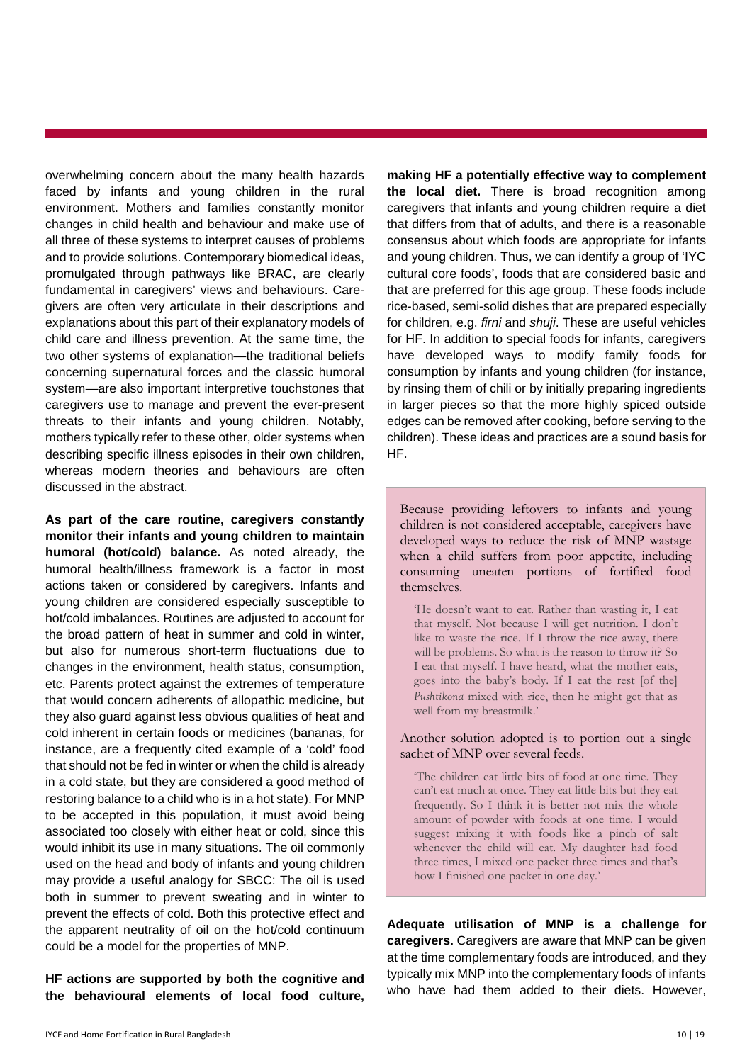overwhelming concern about the many health hazards faced by infants and young children in the rural environment. Mothers and families constantly monitor changes in child health and behaviour and make use of all three of these systems to interpret causes of problems and to provide solutions. Contemporary biomedical ideas, promulgated through pathways like BRAC, are clearly fundamental in caregivers' views and behaviours. Caregivers are often very articulate in their descriptions and explanations about this part of their explanatory models of child care and illness prevention. At the same time, the two other systems of explanation—the traditional beliefs concerning supernatural forces and the classic humoral system—are also important interpretive touchstones that caregivers use to manage and prevent the ever-present threats to their infants and young children. Notably, mothers typically refer to these other, older systems when describing specific illness episodes in their own children, whereas modern theories and behaviours are often discussed in the abstract.

**As part of the care routine, caregivers constantly monitor their infants and young children to maintain humoral (hot/cold) balance.** As noted already, the humoral health/illness framework is a factor in most actions taken or considered by caregivers. Infants and young children are considered especially susceptible to hot/cold imbalances. Routines are adjusted to account for the broad pattern of heat in summer and cold in winter, but also for numerous short-term fluctuations due to changes in the environment, health status, consumption, etc. Parents protect against the extremes of temperature that would concern adherents of allopathic medicine, but they also guard against less obvious qualities of heat and cold inherent in certain foods or medicines (bananas, for instance, are a frequently cited example of a 'cold' food that should not be fed in winter or when the child is already in a cold state, but they are considered a good method of restoring balance to a child who is in a hot state). For MNP to be accepted in this population, it must avoid being associated too closely with either heat or cold, since this would inhibit its use in many situations. The oil commonly used on the head and body of infants and young children may provide a useful analogy for SBCC: The oil is used both in summer to prevent sweating and in winter to prevent the effects of cold. Both this protective effect and the apparent neutrality of oil on the hot/cold continuum could be a model for the properties of MNP.

**HF actions are supported by both the cognitive and the behavioural elements of local food culture, making HF a potentially effective way to complement the local diet.** There is broad recognition among caregivers that infants and young children require a diet that differs from that of adults, and there is a reasonable consensus about which foods are appropriate for infants and young children. Thus, we can identify a group of 'IYC cultural core foods', foods that are considered basic and that are preferred for this age group. These foods include rice-based, semi-solid dishes that are prepared especially for children, e.g. *firni* and *shuji*. These are useful vehicles for HF. In addition to special foods for infants, caregivers have developed ways to modify family foods for consumption by infants and young children (for instance, by rinsing them of chili or by initially preparing ingredients in larger pieces so that the more highly spiced outside edges can be removed after cooking, before serving to the children). These ideas and practices are a sound basis for HF.

> Because providing leftovers to infants and young children is not considered acceptable, caregivers have developed ways to reduce the risk of MNP wastage when a child suffers from poor appetite, including consuming uneaten portions of fortified food themselves.
>
> 'He doesn't want to eat. Rather than wasting it, I eat that myself. Not because I will get nutrition. I don't like to waste the rice. If I throw the rice away, there will be problems. So what is the reason to throw it? So I eat that myself. I have heard, what the mother eats, goes into the baby's body. If I eat the rest [of the] *Pushtikona* mixed with rice, then he might get that as well from my breastmilk.'
>
> Another solution adopted is to portion out a single sachet of MNP over several feeds.
>
> 'The children eat little bits of food at one time. They can't eat much at once. They eat little bits but they eat frequently. So I think it is better not mix the whole amount of powder with foods at one time. I would suggest mixing it with foods like a pinch of salt whenever the child will eat. My daughter had food three times, I mixed one packet three times and that's how I finished one packet in one day.'

**Adequate utilisation of MNP is a challenge for caregivers.** Caregivers are aware that MNP can be given at the time complementary foods are introduced, and they typically mix MNP into the complementary foods of infants who have had them added to their diets. However,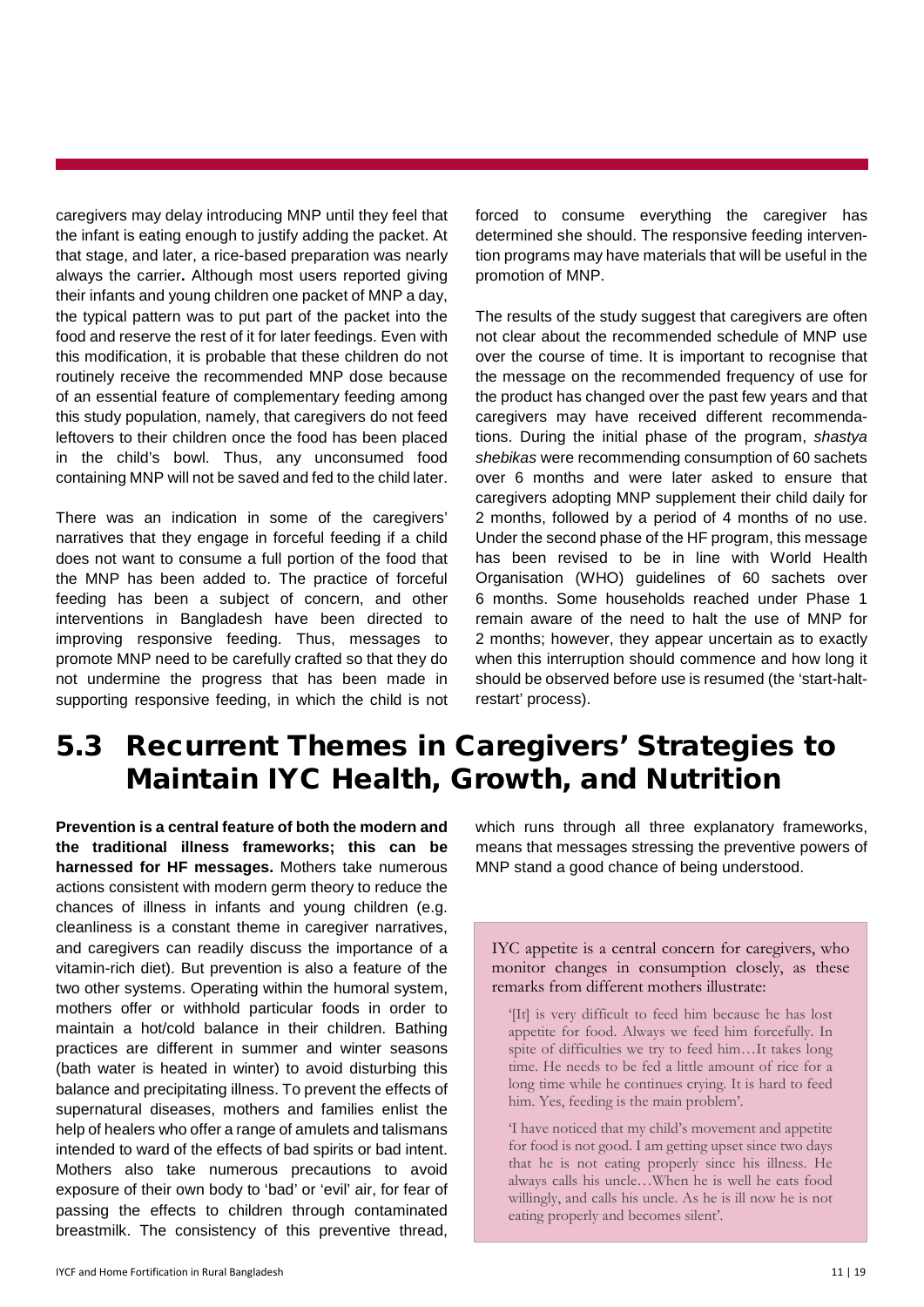caregivers may delay introducing MNP until they feel that the infant is eating enough to justify adding the packet. At that stage, and later, a rice-based preparation was nearly always the carrier**.** Although most users reported giving their infants and young children one packet of MNP a day, the typical pattern was to put part of the packet into the food and reserve the rest of it for later feedings. Even with this modification, it is probable that these children do not routinely receive the recommended MNP dose because of an essential feature of complementary feeding among this study population, namely, that caregivers do not feed leftovers to their children once the food has been placed in the child's bowl. Thus, any unconsumed food containing MNP will not be saved and fed to the child later.

There was an indication in some of the caregivers' narratives that they engage in forceful feeding if a child does not want to consume a full portion of the food that the MNP has been added to. The practice of forceful feeding has been a subject of concern, and other interventions in Bangladesh have been directed to improving responsive feeding. Thus, messages to promote MNP need to be carefully crafted so that they do not undermine the progress that has been made in supporting responsive feeding, in which the child is not forced to consume everything the caregiver has determined she should. The responsive feeding intervention programs may have materials that will be useful in the promotion of MNP.

The results of the study suggest that caregivers are often not clear about the recommended schedule of MNP use over the course of time. It is important to recognise that the message on the recommended frequency of use for the product has changed over the past few years and that caregivers may have received different recommendations. During the initial phase of the program, *shastya shebikas* were recommending consumption of 60 sachets over 6 months and were later asked to ensure that caregivers adopting MNP supplement their child daily for 2 months, followed by a period of 4 months of no use. Under the second phase of the HF program, this message has been revised to be in line with World Health Organisation (WHO) guidelines of 60 sachets over 6 months. Some households reached under Phase 1 remain aware of the need to halt the use of MNP for 2 months; however, they appear uncertain as to exactly when this interruption should commence and how long it should be observed before use is resumed (the 'start-halt-restart' process).

## 5.3 Recurrent Themes in Caregivers' Strategies to Maintain IYC Health, Growth, and Nutrition

**Prevention is a central feature of both the modern and the traditional illness frameworks; this can be harnessed for HF messages.** Mothers take numerous actions consistent with modern germ theory to reduce the chances of illness in infants and young children (e.g. cleanliness is a constant theme in caregiver narratives, and caregivers can readily discuss the importance of a vitamin-rich diet). But prevention is also a feature of the two other systems. Operating within the humoral system, mothers offer or withhold particular foods in order to maintain a hot/cold balance in their children. Bathing practices are different in summer and winter seasons (bath water is heated in winter) to avoid disturbing this balance and precipitating illness. To prevent the effects of supernatural diseases, mothers and families enlist the help of healers who offer a range of amulets and talismans intended to ward of the effects of bad spirits or bad intent. Mothers also take numerous precautions to avoid exposure of their own body to 'bad' or 'evil' air, for fear of passing the effects to children through contaminated breastmilk. The consistency of this preventive thread, which runs through all three explanatory frameworks, means that messages stressing the preventive powers of MNP stand a good chance of being understood.

IYC appetite is a central concern for caregivers, who monitor changes in consumption closely, as these remarks from different mothers illustrate:

> '[It] is very difficult to feed him because he has lost appetite for food. Always we feed him forcefully. In spite of difficulties we try to feed him…It takes long time. He needs to be fed a little amount of rice for a long time while he continues crying. It is hard to feed him. Yes, feeding is the main problem'.
>
> 'I have noticed that my child's movement and appetite for food is not good. I am getting upset since two days that he is not eating properly since his illness. He always calls his uncle…When he is well he eats food willingly, and calls his uncle. As he is ill now he is not eating properly and becomes silent'.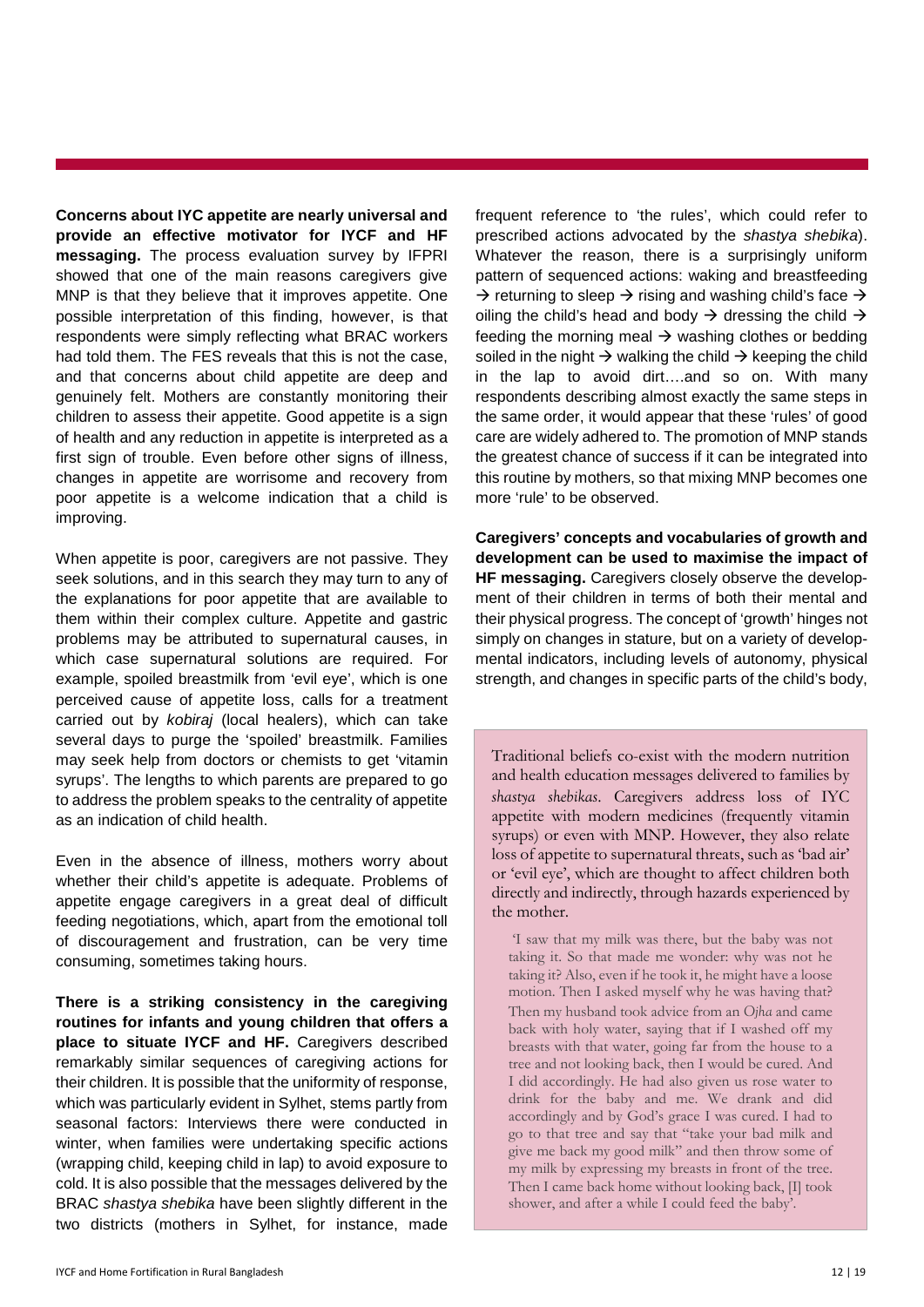**Concerns about IYC appetite are nearly universal and provide an effective motivator for IYCF and HF messaging.** The process evaluation survey by IFPRI showed that one of the main reasons caregivers give MNP is that they believe that it improves appetite. One possible interpretation of this finding, however, is that respondents were simply reflecting what BRAC workers had told them. The FES reveals that this is not the case, and that concerns about child appetite are deep and genuinely felt. Mothers are constantly monitoring their children to assess their appetite. Good appetite is a sign of health and any reduction in appetite is interpreted as a first sign of trouble. Even before other signs of illness, changes in appetite are worrisome and recovery from poor appetite is a welcome indication that a child is improving.

When appetite is poor, caregivers are not passive. They seek solutions, and in this search they may turn to any of the explanations for poor appetite that are available to them within their complex culture. Appetite and gastric problems may be attributed to supernatural causes, in which case supernatural solutions are required. For example, spoiled breastmilk from 'evil eye', which is one perceived cause of appetite loss, calls for a treatment carried out by *kobiraj* (local healers), which can take several days to purge the 'spoiled' breastmilk. Families may seek help from doctors or chemists to get 'vitamin syrups'. The lengths to which parents are prepared to go to address the problem speaks to the centrality of appetite as an indication of child health.

Even in the absence of illness, mothers worry about whether their child's appetite is adequate. Problems of appetite engage caregivers in a great deal of difficult feeding negotiations, which, apart from the emotional toll of discouragement and frustration, can be very time consuming, sometimes taking hours.

**There is a striking consistency in the caregiving routines for infants and young children that offers a place to situate IYCF and HF.** Caregivers described remarkably similar sequences of caregiving actions for their children. It is possible that the uniformity of response, which was particularly evident in Sylhet, stems partly from seasonal factors: Interviews there were conducted in winter, when families were undertaking specific actions (wrapping child, keeping child in lap) to avoid exposure to cold. It is also possible that the messages delivered by the BRAC *shastya shebika* have been slightly different in the two districts (mothers in Sylhet, for instance, made frequent reference to 'the rules', which could refer to prescribed actions advocated by the *shastya shebika*). Whatever the reason, there is a surprisingly uniform pattern of sequenced actions: waking and breastfeeding → returning to sleep → rising and washing child's face → oiling the child's head and body → dressing the child → feeding the morning meal → washing clothes or bedding soiled in the night → walking the child → keeping the child in the lap to avoid dirt….and so on. With many respondents describing almost exactly the same steps in the same order, it would appear that these 'rules' of good care are widely adhered to. The promotion of MNP stands the greatest chance of success if it can be integrated into this routine by mothers, so that mixing MNP becomes one more 'rule' to be observed.

**Caregivers' concepts and vocabularies of growth and development can be used to maximise the impact of HF messaging.** Caregivers closely observe the development of their children in terms of both their mental and their physical progress. The concept of 'growth' hinges not simply on changes in stature, but on a variety of developmental indicators, including levels of autonomy, physical strength, and changes in specific parts of the child's body,

> Traditional beliefs co-exist with the modern nutrition and health education messages delivered to families by *shastya shebikas*. Caregivers address loss of IYC appetite with modern medicines (frequently vitamin syrups) or even with MNP. However, they also relate loss of appetite to supernatural threats, such as 'bad air' or 'evil eye', which are thought to affect children both directly and indirectly, through hazards experienced by the mother.
>
> 'I saw that my milk was there, but the baby was not taking it. So that made me wonder: why was not he taking it? Also, even if he took it, he might have a loose motion. Then I asked myself why he was having that? Then my husband took advice from an *Ojha* and came back with holy water, saying that if I washed off my breasts with that water, going far from the house to a tree and not looking back, then I would be cured. And I did accordingly. He had also given us rose water to drink for the baby and me. We drank and did accordingly and by God's grace I was cured. I had to go to that tree and say that "take your bad milk and give me back my good milk" and then throw some of my milk by expressing my breasts in front of the tree. Then I came back home without looking back, [I] took shower, and after a while I could feed the baby'.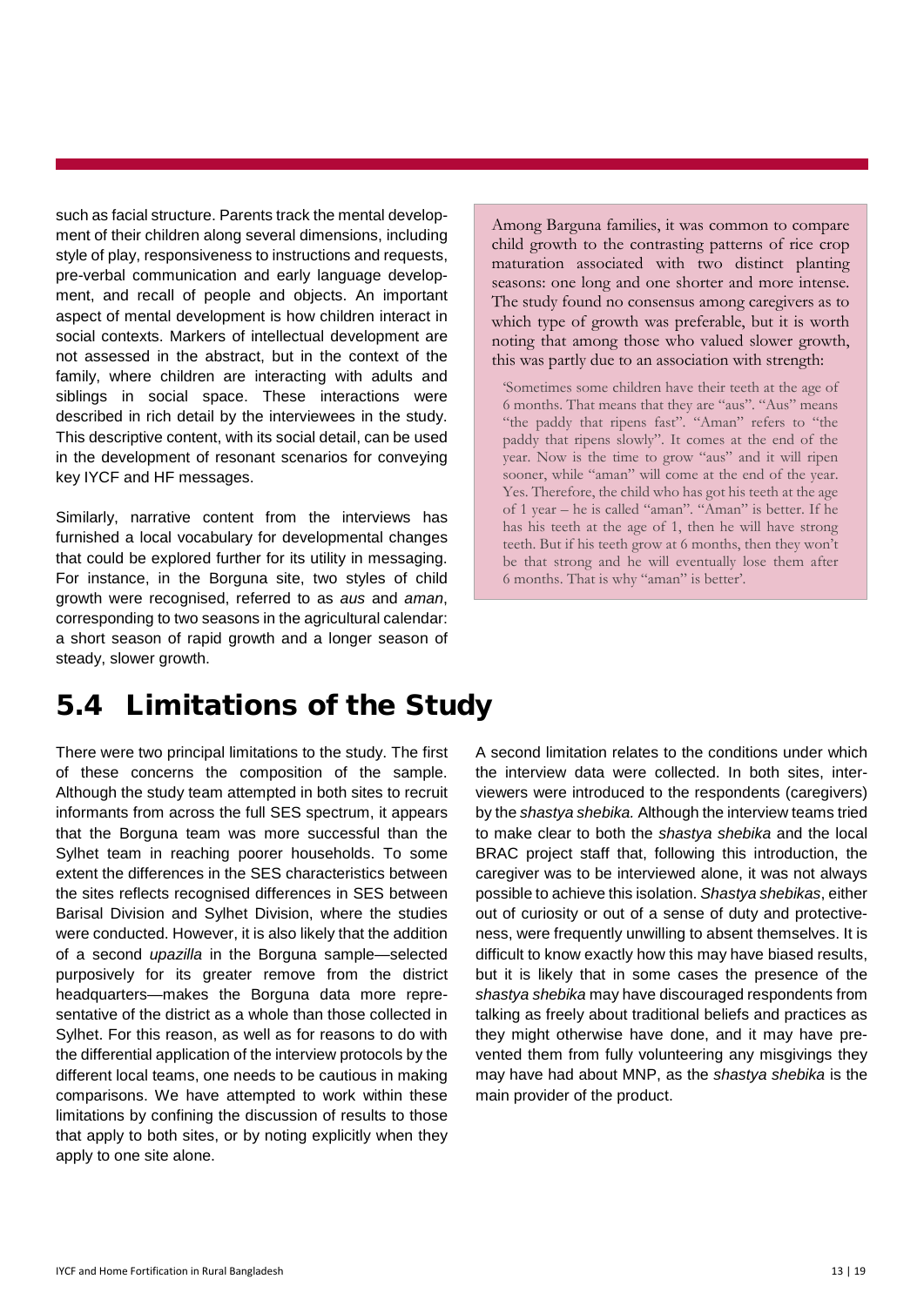such as facial structure. Parents track the mental development of their children along several dimensions, including style of play, responsiveness to instructions and requests, pre-verbal communication and early language development, and recall of people and objects. An important aspect of mental development is how children interact in social contexts. Markers of intellectual development are not assessed in the abstract, but in the context of the family, where children are interacting with adults and siblings in social space. These interactions were described in rich detail by the interviewees in the study. This descriptive content, with its social detail, can be used in the development of resonant scenarios for conveying key IYCF and HF messages.

Similarly, narrative content from the interviews has furnished a local vocabulary for developmental changes that could be explored further for its utility in messaging. For instance, in the Borguna site, two styles of child growth were recognised, referred to as *aus* and *aman*, corresponding to two seasons in the agricultural calendar: a short season of rapid growth and a longer season of steady, slower growth.

> Among Barguna families, it was common to compare child growth to the contrasting patterns of rice crop maturation associated with two distinct planting seasons: one long and one shorter and more intense. The study found no consensus among caregivers as to which type of growth was preferable, but it is worth noting that among those who valued slower growth, this was partly due to an association with strength:
>
> 'Sometimes some children have their teeth at the age of 6 months. That means that they are "aus". "Aus" means "the paddy that ripens fast". "Aman" refers to "the paddy that ripens slowly". It comes at the end of the year. Now is the time to grow "aus" and it will ripen sooner, while "aman" will come at the end of the year. Yes. Therefore, the child who has got his teeth at the age of 1 year – he is called "aman". "Aman" is better. If he has his teeth at the age of 1, then he will have strong teeth. But if his teeth grow at 6 months, then they won't be that strong and he will eventually lose them after 6 months. That is why "aman" is better'.

## 5.4 Limitations of the Study

There were two principal limitations to the study. The first of these concerns the composition of the sample. Although the study team attempted in both sites to recruit informants from across the full SES spectrum, it appears that the Borguna team was more successful than the Sylhet team in reaching poorer households. To some extent the differences in the SES characteristics between the sites reflects recognised differences in SES between Barisal Division and Sylhet Division, where the studies were conducted. However, it is also likely that the addition of a second *upazilla* in the Borguna sample—selected purposively for its greater remove from the district headquarters—makes the Borguna data more representative of the district as a whole than those collected in Sylhet. For this reason, as well as for reasons to do with the differential application of the interview protocols by the different local teams, one needs to be cautious in making comparisons. We have attempted to work within these limitations by confining the discussion of results to those that apply to both sites, or by noting explicitly when they apply to one site alone.

A second limitation relates to the conditions under which the interview data were collected. In both sites, interviewers were introduced to the respondents (caregivers) by the *shastya shebika.* Although the interview teams tried to make clear to both the *shastya shebika* and the local BRAC project staff that, following this introduction, the caregiver was to be interviewed alone, it was not always possible to achieve this isolation. *Shastya shebikas*, either out of curiosity or out of a sense of duty and protectiveness, were frequently unwilling to absent themselves. It is difficult to know exactly how this may have biased results, but it is likely that in some cases the presence of the *shastya shebika* may have discouraged respondents from talking as freely about traditional beliefs and practices as they might otherwise have done, and it may have prevented them from fully volunteering any misgivings they may have had about MNP, as the *shastya shebika* is the main provider of the product.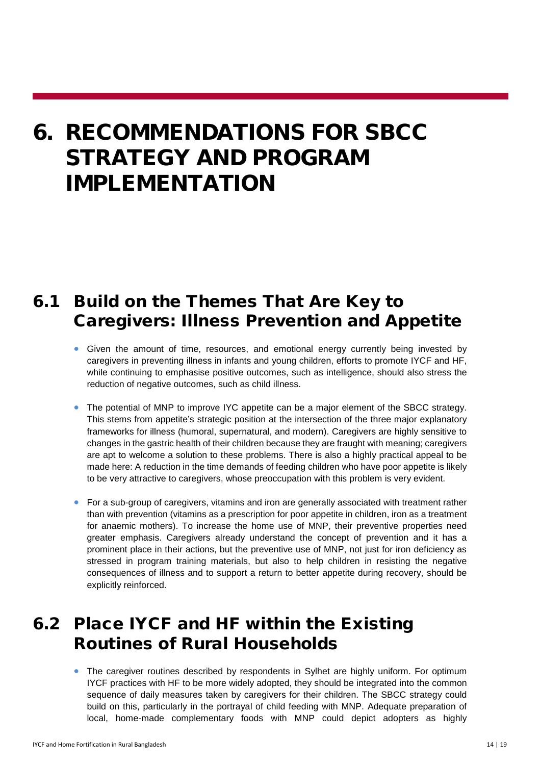# 6. RECOMMENDATIONS FOR SBCC STRATEGY AND PROGRAM IMPLEMENTATION

## 6.1 Build on the Themes That Are Key to Caregivers: Illness Prevention and Appetite

- Given the amount of time, resources, and emotional energy currently being invested by caregivers in preventing illness in infants and young children, efforts to promote IYCF and HF, while continuing to emphasise positive outcomes, such as intelligence, should also stress the reduction of negative outcomes, such as child illness.
- The potential of MNP to improve IYC appetite can be a major element of the SBCC strategy. This stems from appetite's strategic position at the intersection of the three major explanatory frameworks for illness (humoral, supernatural, and modern). Caregivers are highly sensitive to changes in the gastric health of their children because they are fraught with meaning; caregivers are apt to welcome a solution to these problems. There is also a highly practical appeal to be made here: A reduction in the time demands of feeding children who have poor appetite is likely to be very attractive to caregivers, whose preoccupation with this problem is very evident.
- For a sub-group of caregivers, vitamins and iron are generally associated with treatment rather than with prevention (vitamins as a prescription for poor appetite in children, iron as a treatment for anaemic mothers). To increase the home use of MNP, their preventive properties need greater emphasis. Caregivers already understand the concept of prevention and it has a prominent place in their actions, but the preventive use of MNP, not just for iron deficiency as stressed in program training materials, but also to help children in resisting the negative consequences of illness and to support a return to better appetite during recovery, should be explicitly reinforced.

## 6.2 Place IYCF and HF within the Existing Routines of Rural Households

- The caregiver routines described by respondents in Sylhet are highly uniform. For optimum IYCF practices with HF to be more widely adopted, they should be integrated into the common sequence of daily measures taken by caregivers for their children. The SBCC strategy could build on this, particularly in the portrayal of child feeding with MNP. Adequate preparation of local, home-made complementary foods with MNP could depict adopters as highly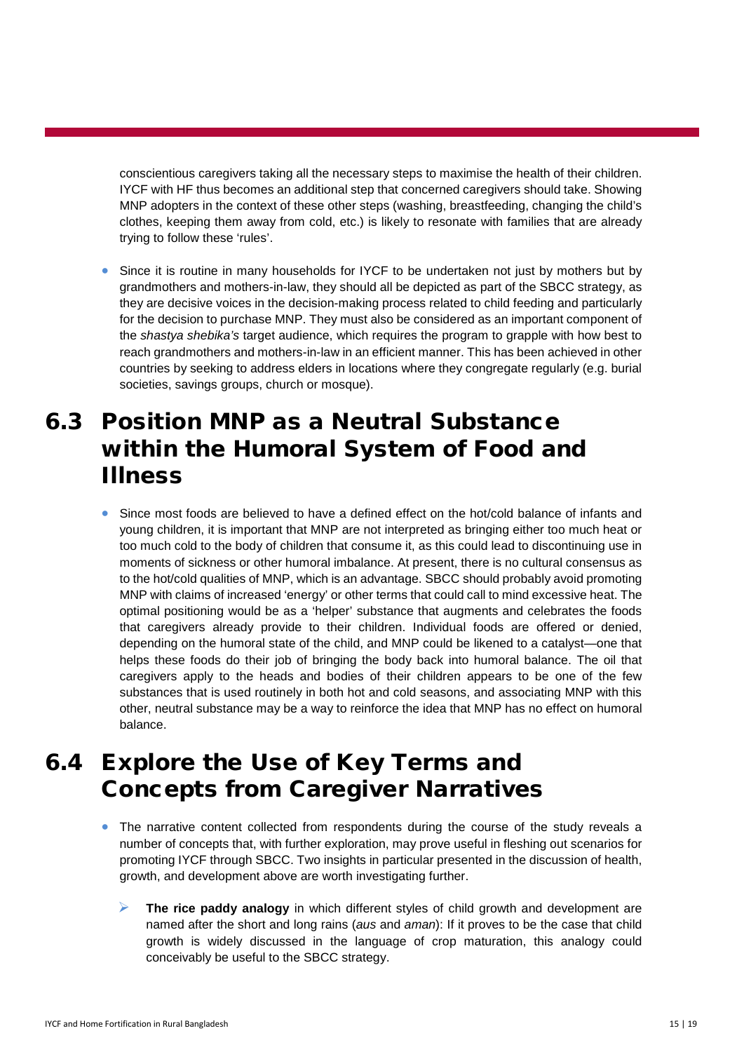conscientious caregivers taking all the necessary steps to maximise the health of their children. IYCF with HF thus becomes an additional step that concerned caregivers should take. Showing MNP adopters in the context of these other steps (washing, breastfeeding, changing the child's clothes, keeping them away from cold, etc.) is likely to resonate with families that are already trying to follow these 'rules'.

- Since it is routine in many households for IYCF to be undertaken not just by mothers but by grandmothers and mothers-in-law, they should all be depicted as part of the SBCC strategy, as they are decisive voices in the decision-making process related to child feeding and particularly for the decision to purchase MNP. They must also be considered as an important component of the *shastya shebika's* target audience, which requires the program to grapple with how best to reach grandmothers and mothers-in-law in an efficient manner. This has been achieved in other countries by seeking to address elders in locations where they congregate regularly (e.g. burial societies, savings groups, church or mosque).

## 6.3 Position MNP as a Neutral Substance within the Humoral System of Food and Illness

- Since most foods are believed to have a defined effect on the hot/cold balance of infants and young children, it is important that MNP are not interpreted as bringing either too much heat or too much cold to the body of children that consume it, as this could lead to discontinuing use in moments of sickness or other humoral imbalance. At present, there is no cultural consensus as to the hot/cold qualities of MNP, which is an advantage. SBCC should probably avoid promoting MNP with claims of increased 'energy' or other terms that could call to mind excessive heat. The optimal positioning would be as a 'helper' substance that augments and celebrates the foods that caregivers already provide to their children. Individual foods are offered or denied, depending on the humoral state of the child, and MNP could be likened to a catalyst—one that helps these foods do their job of bringing the body back into humoral balance. The oil that caregivers apply to the heads and bodies of their children appears to be one of the few substances that is used routinely in both hot and cold seasons, and associating MNP with this other, neutral substance may be a way to reinforce the idea that MNP has no effect on humoral balance.

## 6.4 Explore the Use of Key Terms and Concepts from Caregiver Narratives

- The narrative content collected from respondents during the course of the study reveals a number of concepts that, with further exploration, may prove useful in fleshing out scenarios for promoting IYCF through SBCC. Two insights in particular presented in the discussion of health, growth, and development above are worth investigating further.
  - **The rice paddy analogy** in which different styles of child growth and development are named after the short and long rains (*aus* and *aman*): If it proves to be the case that child growth is widely discussed in the language of crop maturation, this analogy could conceivably be useful to the SBCC strategy.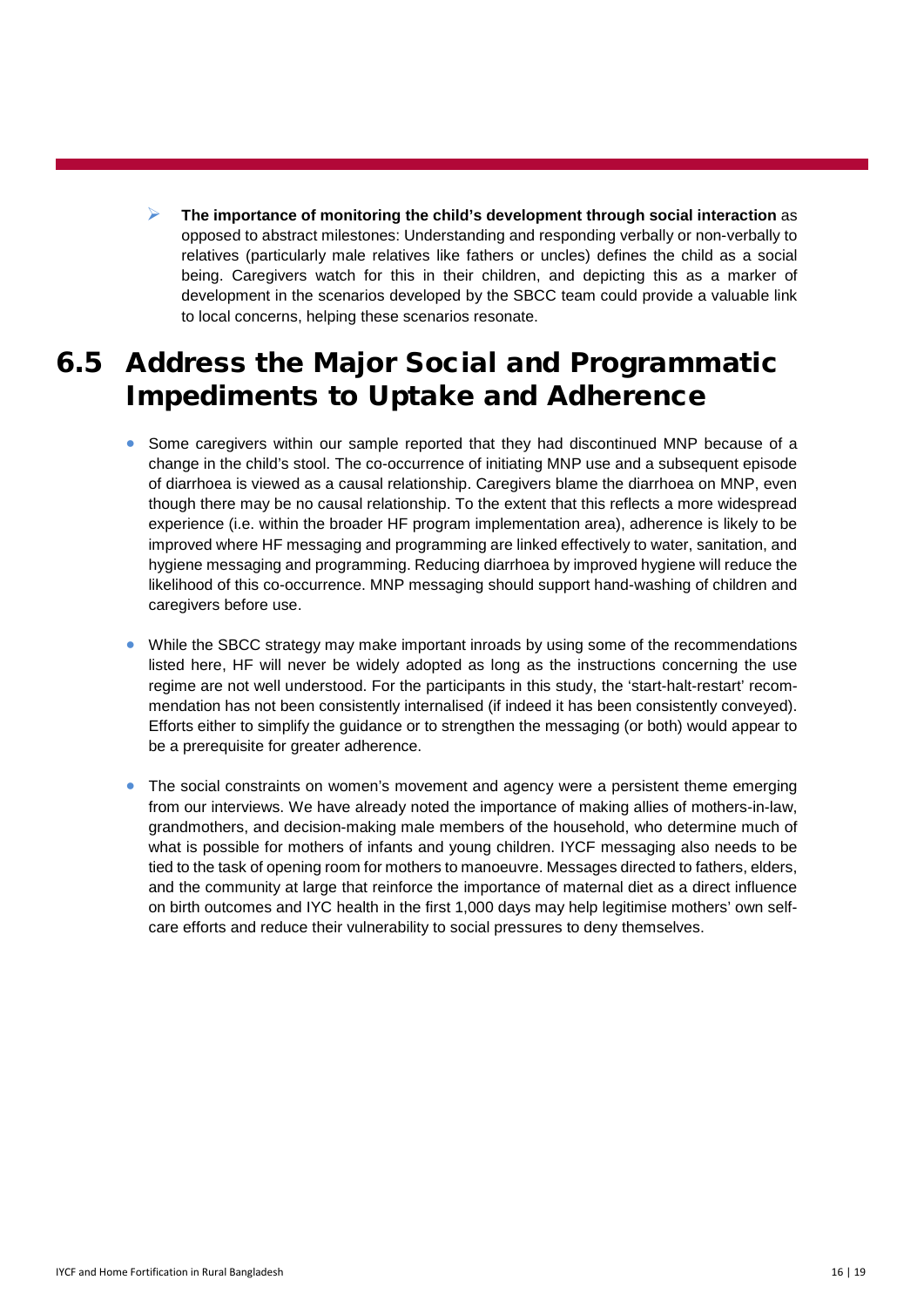- **The importance of monitoring the child's development through social interaction** as opposed to abstract milestones: Understanding and responding verbally or non-verbally to relatives (particularly male relatives like fathers or uncles) defines the child as a social being. Caregivers watch for this in their children, and depicting this as a marker of development in the scenarios developed by the SBCC team could provide a valuable link to local concerns, helping these scenarios resonate.

## 6.5 Address the Major Social and Programmatic Impediments to Uptake and Adherence

- Some caregivers within our sample reported that they had discontinued MNP because of a change in the child's stool. The co-occurrence of initiating MNP use and a subsequent episode of diarrhoea is viewed as a causal relationship. Caregivers blame the diarrhoea on MNP, even though there may be no causal relationship. To the extent that this reflects a more widespread experience (i.e. within the broader HF program implementation area), adherence is likely to be improved where HF messaging and programming are linked effectively to water, sanitation, and hygiene messaging and programming. Reducing diarrhoea by improved hygiene will reduce the likelihood of this co-occurrence. MNP messaging should support hand-washing of children and caregivers before use.

- While the SBCC strategy may make important inroads by using some of the recommendations listed here, HF will never be widely adopted as long as the instructions concerning the use regime are not well understood. For the participants in this study, the 'start-halt-restart' recommendation has not been consistently internalised (if indeed it has been consistently conveyed). Efforts either to simplify the guidance or to strengthen the messaging (or both) would appear to be a prerequisite for greater adherence.

- The social constraints on women's movement and agency were a persistent theme emerging from our interviews. We have already noted the importance of making allies of mothers-in-law, grandmothers, and decision-making male members of the household, who determine much of what is possible for mothers of infants and young children. IYCF messaging also needs to be tied to the task of opening room for mothers to manoeuvre. Messages directed to fathers, elders, and the community at large that reinforce the importance of maternal diet as a direct influence on birth outcomes and IYC health in the first 1,000 days may help legitimise mothers' own self-care efforts and reduce their vulnerability to social pressures to deny themselves.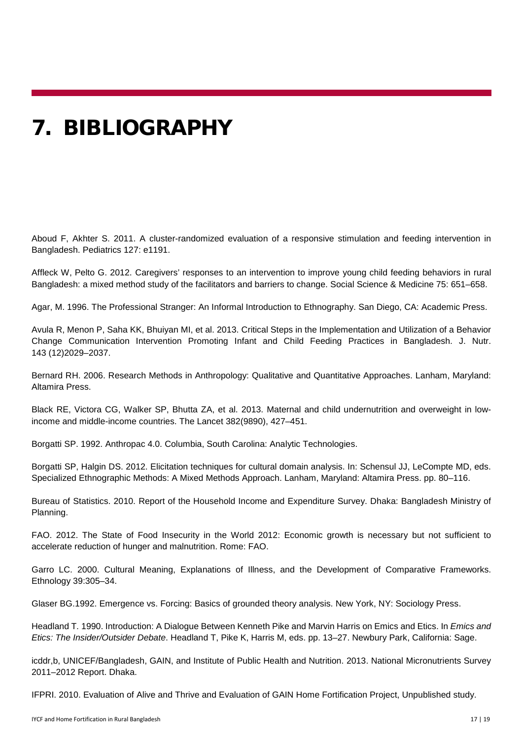# 7. BIBLIOGRAPHY

Aboud F, Akhter S. 2011. A cluster-randomized evaluation of a responsive stimulation and feeding intervention in Bangladesh. Pediatrics 127: e1191.

Affleck W, Pelto G. 2012. Caregivers' responses to an intervention to improve young child feeding behaviors in rural Bangladesh: a mixed method study of the facilitators and barriers to change. Social Science & Medicine 75: 651–658.

Agar, M. 1996. The Professional Stranger: An Informal Introduction to Ethnography. San Diego, CA: Academic Press.

Avula R, Menon P, Saha KK, Bhuiyan MI, et al. 2013. Critical Steps in the Implementation and Utilization of a Behavior Change Communication Intervention Promoting Infant and Child Feeding Practices in Bangladesh. J. Nutr. 143 (12)2029–2037.

Bernard RH. 2006. Research Methods in Anthropology: Qualitative and Quantitative Approaches. Lanham, Maryland: Altamira Press.

Black RE, Victora CG, Walker SP, Bhutta ZA, et al. 2013. Maternal and child undernutrition and overweight in low-income and middle-income countries. The Lancet 382(9890), 427–451.

Borgatti SP. 1992. Anthropac 4.0. Columbia, South Carolina: Analytic Technologies.

Borgatti SP, Halgin DS. 2012. Elicitation techniques for cultural domain analysis. In: Schensul JJ, LeCompte MD, eds. Specialized Ethnographic Methods: A Mixed Methods Approach. Lanham, Maryland: Altamira Press. pp. 80–116.

Bureau of Statistics. 2010. Report of the Household Income and Expenditure Survey. Dhaka: Bangladesh Ministry of Planning.

FAO. 2012. The State of Food Insecurity in the World 2012: Economic growth is necessary but not sufficient to accelerate reduction of hunger and malnutrition. Rome: FAO.

Garro LC. 2000. Cultural Meaning, Explanations of Illness, and the Development of Comparative Frameworks. Ethnology 39:305–34.

Glaser BG.1992. Emergence vs. Forcing: Basics of grounded theory analysis. New York, NY: Sociology Press.

Headland T. 1990. Introduction: A Dialogue Between Kenneth Pike and Marvin Harris on Emics and Etics. In *Emics and Etics: The Insider/Outsider Debate*. Headland T, Pike K, Harris M, eds. pp. 13–27. Newbury Park, California: Sage.

icddr,b, UNICEF/Bangladesh, GAIN, and Institute of Public Health and Nutrition. 2013. National Micronutrients Survey 2011–2012 Report. Dhaka.

IFPRI. 2010. Evaluation of Alive and Thrive and Evaluation of GAIN Home Fortification Project, Unpublished study.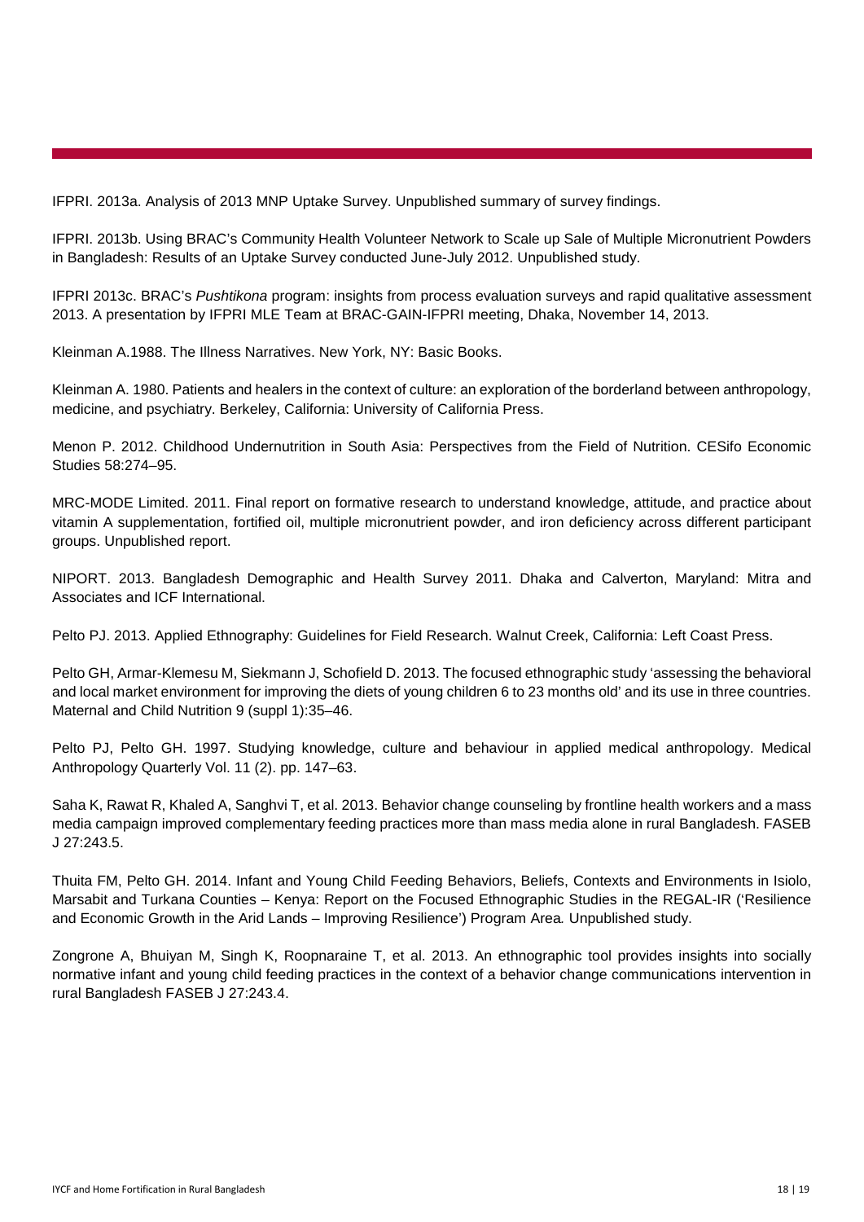IFPRI. 2013a. Analysis of 2013 MNP Uptake Survey. Unpublished summary of survey findings.

IFPRI. 2013b. Using BRAC's Community Health Volunteer Network to Scale up Sale of Multiple Micronutrient Powders in Bangladesh: Results of an Uptake Survey conducted June-July 2012. Unpublished study.

IFPRI 2013c. BRAC's *Pushtikona* program: insights from process evaluation surveys and rapid qualitative assessment 2013. A presentation by IFPRI MLE Team at BRAC-GAIN-IFPRI meeting, Dhaka, November 14, 2013.

Kleinman A.1988. The Illness Narratives. New York, NY: Basic Books.

Kleinman A. 1980. Patients and healers in the context of culture: an exploration of the borderland between anthropology, medicine, and psychiatry. Berkeley, California: University of California Press.

Menon P. 2012. Childhood Undernutrition in South Asia: Perspectives from the Field of Nutrition. CESifo Economic Studies 58:274–95.

MRC-MODE Limited. 2011. Final report on formative research to understand knowledge, attitude, and practice about vitamin A supplementation, fortified oil, multiple micronutrient powder, and iron deficiency across different participant groups. Unpublished report.

NIPORT. 2013. Bangladesh Demographic and Health Survey 2011. Dhaka and Calverton, Maryland: Mitra and Associates and ICF International.

Pelto PJ. 2013. Applied Ethnography: Guidelines for Field Research. Walnut Creek, California: Left Coast Press.

Pelto GH, Armar-Klemesu M, Siekmann J, Schofield D. 2013. The focused ethnographic study 'assessing the behavioral and local market environment for improving the diets of young children 6 to 23 months old' and its use in three countries. Maternal and Child Nutrition 9 (suppl 1):35–46.

Pelto PJ, Pelto GH. 1997. Studying knowledge, culture and behaviour in applied medical anthropology. Medical Anthropology Quarterly Vol. 11 (2). pp. 147–63.

Saha K, Rawat R, Khaled A, Sanghvi T, et al. 2013. Behavior change counseling by frontline health workers and a mass media campaign improved complementary feeding practices more than mass media alone in rural Bangladesh. FASEB J 27:243.5.

Thuita FM, Pelto GH. 2014. Infant and Young Child Feeding Behaviors, Beliefs, Contexts and Environments in Isiolo, Marsabit and Turkana Counties – Kenya: Report on the Focused Ethnographic Studies in the REGAL-IR ('Resilience and Economic Growth in the Arid Lands – Improving Resilience') Program Area*.* Unpublished study.

Zongrone A, Bhuiyan M, Singh K, Roopnaraine T, et al. 2013. An ethnographic tool provides insights into socially normative infant and young child feeding practices in the context of a behavior change communications intervention in rural Bangladesh FASEB J 27:243.4.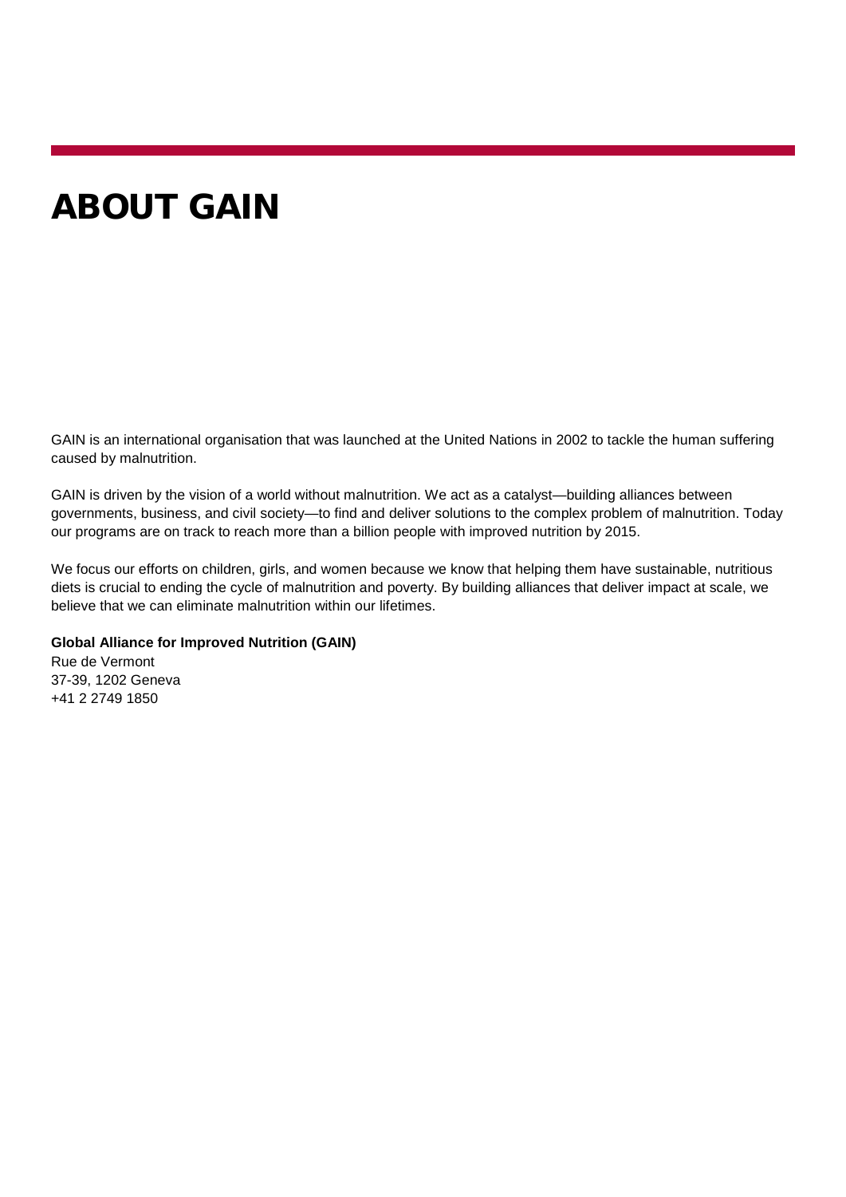# ABOUT GAIN

GAIN is an international organisation that was launched at the United Nations in 2002 to tackle the human suffering caused by malnutrition.

GAIN is driven by the vision of a world without malnutrition. We act as a catalyst—building alliances between governments, business, and civil society—to find and deliver solutions to the complex problem of malnutrition. Today our programs are on track to reach more than a billion people with improved nutrition by 2015.

We focus our efforts on children, girls, and women because we know that helping them have sustainable, nutritious diets is crucial to ending the cycle of malnutrition and poverty. By building alliances that deliver impact at scale, we believe that we can eliminate malnutrition within our lifetimes.

**Global Alliance for Improved Nutrition (GAIN)**
Rue de Vermont
37-39, 1202 Geneva
+41 2 2749 1850